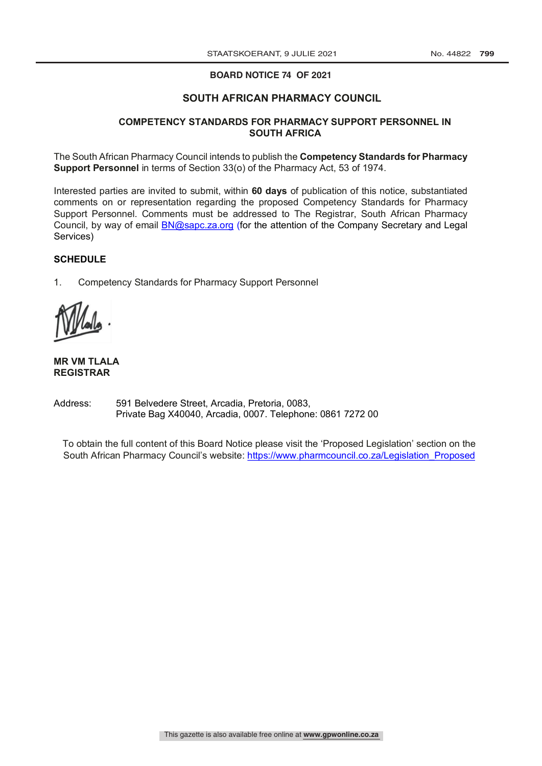## BOARD NOTICE 74 OF 2021

# SOUTH AFRICAN PHARMACY COUNCIL

## COMPETENCY STANDARDS FOR PHARMACY SUPPORT PERSONNEL IN SOUTH AFRICA

The South African Pharmacy Council intends to publish the **Competency Standards for Pharmacy Support Personnel** in terms of Section 33(o) of the Pharmacy Act, 53 of 1974.

Interested parties are invited to submit, within **60 days** of publication of this notice, substantiated comments on or representation regarding the proposed Competency Standards for Pharmacy Support Personnel. Comments must be addressed to The Registrar, South African Pharmacy Council, by way of email BN@sapc.za.org (for the attention of the Company Secretary and Legal Services)

**SCHEDULE**

1. Competency Standards for Pharmacy Support Personnel

**MR VM TLALA**
**REGISTRAR**

Address: 591 Belvedere Street, Arcadia, Pretoria, 0083,
Private Bag X40040, Arcadia, 0007. Telephone: 0861 7272 00

To obtain the full content of this Board Notice please visit the 'Proposed Legislation' section on the South African Pharmacy Council's website: https://www.pharmcouncil.co.za/Legislation_Proposed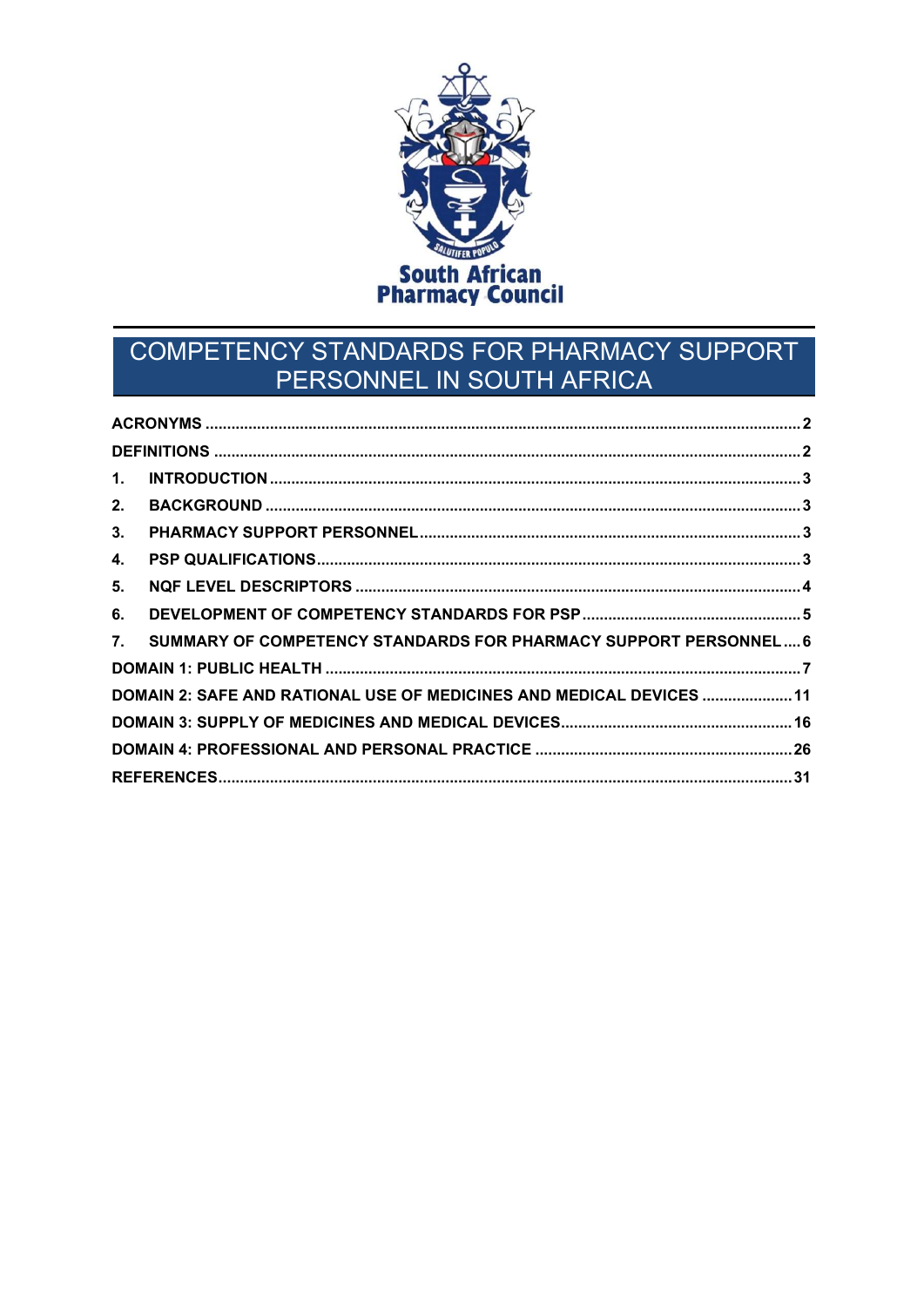South African Pharmacy Council

# COMPETENCY STANDARDS FOR PHARMACY SUPPORT PERSONNEL IN SOUTH AFRICA

**ACRONYMS** ........ 2
**DEFINITIONS** ........ 2
**1. INTRODUCTION** ........ 3
**2. BACKGROUND** ........ 3
**3. PHARMACY SUPPORT PERSONNEL** ........ 3
**4. PSP QUALIFICATIONS** ........ 3
**5. NQF LEVEL DESCRIPTORS** ........ 4
**6. DEVELOPMENT OF COMPETENCY STANDARDS FOR PSP** ........ 5
**7. SUMMARY OF COMPETENCY STANDARDS FOR PHARMACY SUPPORT PERSONNEL** ........ 6
**DOMAIN 1: PUBLIC HEALTH** ........ 7
**DOMAIN 2: SAFE AND RATIONAL USE OF MEDICINES AND MEDICAL DEVICES** ........ 11
**DOMAIN 3: SUPPLY OF MEDICINES AND MEDICAL DEVICES** ........ 16
**DOMAIN 4: PROFESSIONAL AND PERSONAL PRACTICE** ........ 26
**REFERENCES** ........ 31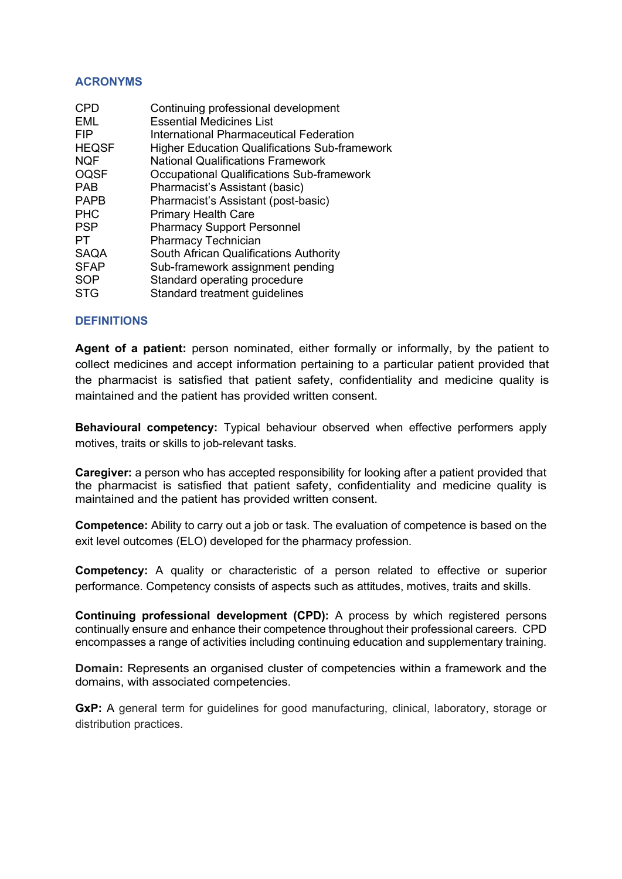## ACRONYMS

| | |
|---|---|
| CPD | Continuing professional development |
| EML | Essential Medicines List |
| FIP | International Pharmaceutical Federation |
| HEQSF | Higher Education Qualifications Sub-framework |
| NQF | National Qualifications Framework |
| OQSF | Occupational Qualifications Sub-framework |
| PAB | Pharmacist's Assistant (basic) |
| PAPB | Pharmacist's Assistant (post-basic) |
| PHC | Primary Health Care |
| PSP | Pharmacy Support Personnel |
| PT | Pharmacy Technician |
| SAQA | South African Qualifications Authority |
| SFAP | Sub-framework assignment pending |
| SOP | Standard operating procedure |
| STG | Standard treatment guidelines |

## DEFINITIONS

**Agent of a patient:** person nominated, either formally or informally, by the patient to collect medicines and accept information pertaining to a particular patient provided that the pharmacist is satisfied that patient safety, confidentiality and medicine quality is maintained and the patient has provided written consent.

**Behavioural competency:** Typical behaviour observed when effective performers apply motives, traits or skills to job-relevant tasks.

**Caregiver:** a person who has accepted responsibility for looking after a patient provided that the pharmacist is satisfied that patient safety, confidentiality and medicine quality is maintained and the patient has provided written consent.

**Competence:** Ability to carry out a job or task. The evaluation of competence is based on the exit level outcomes (ELO) developed for the pharmacy profession.

**Competency:** A quality or characteristic of a person related to effective or superior performance. Competency consists of aspects such as attitudes, motives, traits and skills.

**Continuing professional development (CPD):** A process by which registered persons continually ensure and enhance their competence throughout their professional careers. CPD encompasses a range of activities including continuing education and supplementary training.

**Domain:** Represents an organised cluster of competencies within a framework and the domains, with associated competencies.

**GxP:** A general term for guidelines for good manufacturing, clinical, laboratory, storage or distribution practices.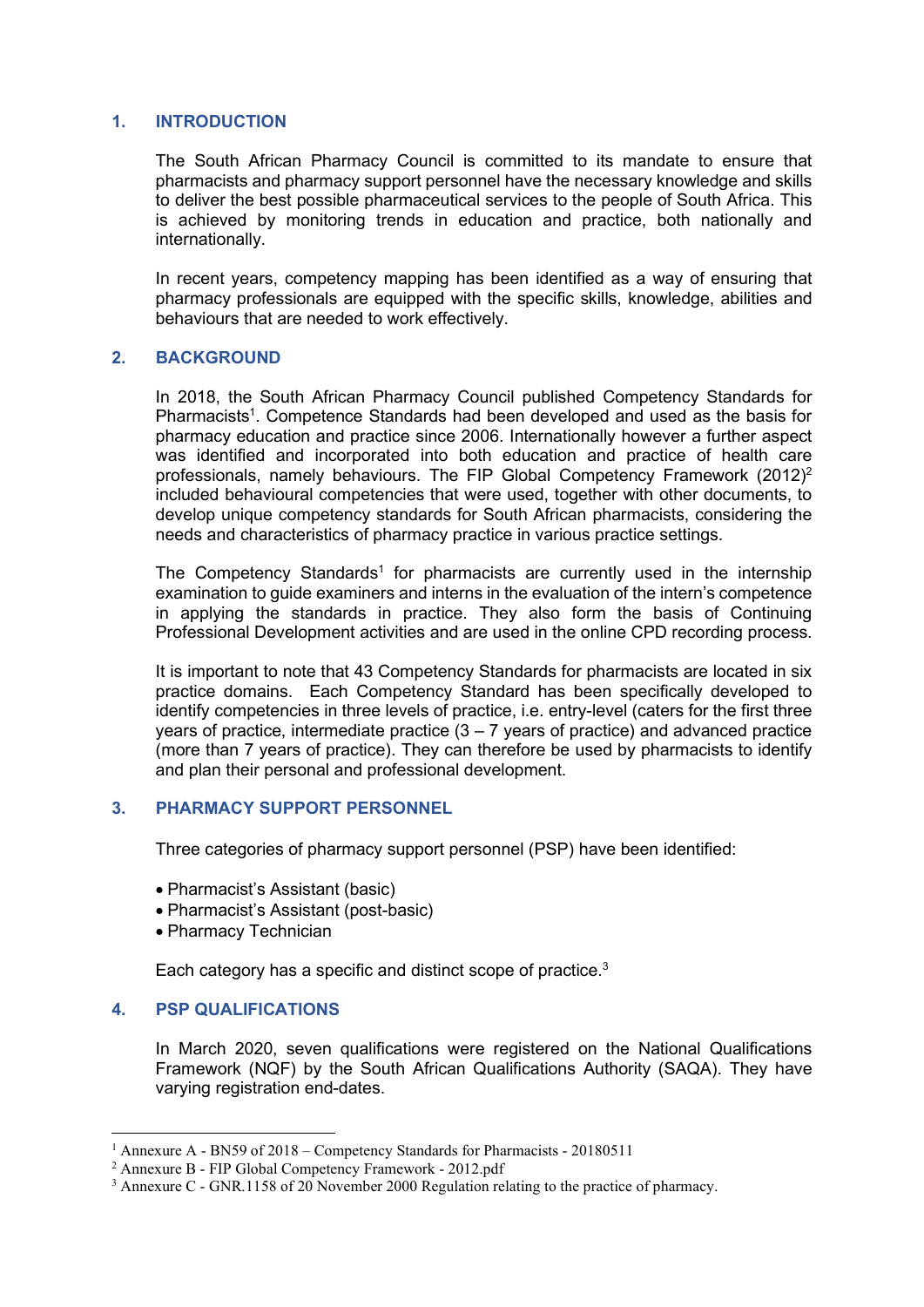## 1. INTRODUCTION

The South African Pharmacy Council is committed to its mandate to ensure that pharmacists and pharmacy support personnel have the necessary knowledge and skills to deliver the best possible pharmaceutical services to the people of South Africa. This is achieved by monitoring trends in education and practice, both nationally and internationally.

In recent years, competency mapping has been identified as a way of ensuring that pharmacy professionals are equipped with the specific skills, knowledge, abilities and behaviours that are needed to work effectively.

## 2. BACKGROUND

In 2018, the South African Pharmacy Council published Competency Standards for Pharmacists[1]. Competence Standards had been developed and used as the basis for pharmacy education and practice since 2006. Internationally however a further aspect was identified and incorporated into both education and practice of health care professionals, namely behaviours. The FIP Global Competency Framework (2012)[2] included behavioural competencies that were used, together with other documents, to develop unique competency standards for South African pharmacists, considering the needs and characteristics of pharmacy practice in various practice settings.

The Competency Standards[1] for pharmacists are currently used in the internship examination to guide examiners and interns in the evaluation of the intern's competence in applying the standards in practice. They also form the basis of Continuing Professional Development activities and are used in the online CPD recording process.

It is important to note that 43 Competency Standards for pharmacists are located in six practice domains. Each Competency Standard has been specifically developed to identify competencies in three levels of practice, i.e. entry-level (caters for the first three years of practice, intermediate practice (3 – 7 years of practice) and advanced practice (more than 7 years of practice). They can therefore be used by pharmacists to identify and plan their personal and professional development.

## 3. PHARMACY SUPPORT PERSONNEL

Three categories of pharmacy support personnel (PSP) have been identified:

- Pharmacist's Assistant (basic)
- Pharmacist's Assistant (post-basic)
- Pharmacy Technician

Each category has a specific and distinct scope of practice.[3]

## 4. PSP QUALIFICATIONS

In March 2020, seven qualifications were registered on the National Qualifications Framework (NQF) by the South African Qualifications Authority (SAQA). They have varying registration end-dates.

---

[1] Annexure A - BN59 of 2018 – Competency Standards for Pharmacists - 20180511

[2] Annexure B - FIP Global Competency Framework - 2012.pdf

[3] Annexure C - GNR.1158 of 20 November 2000 Regulation relating to the practice of pharmacy.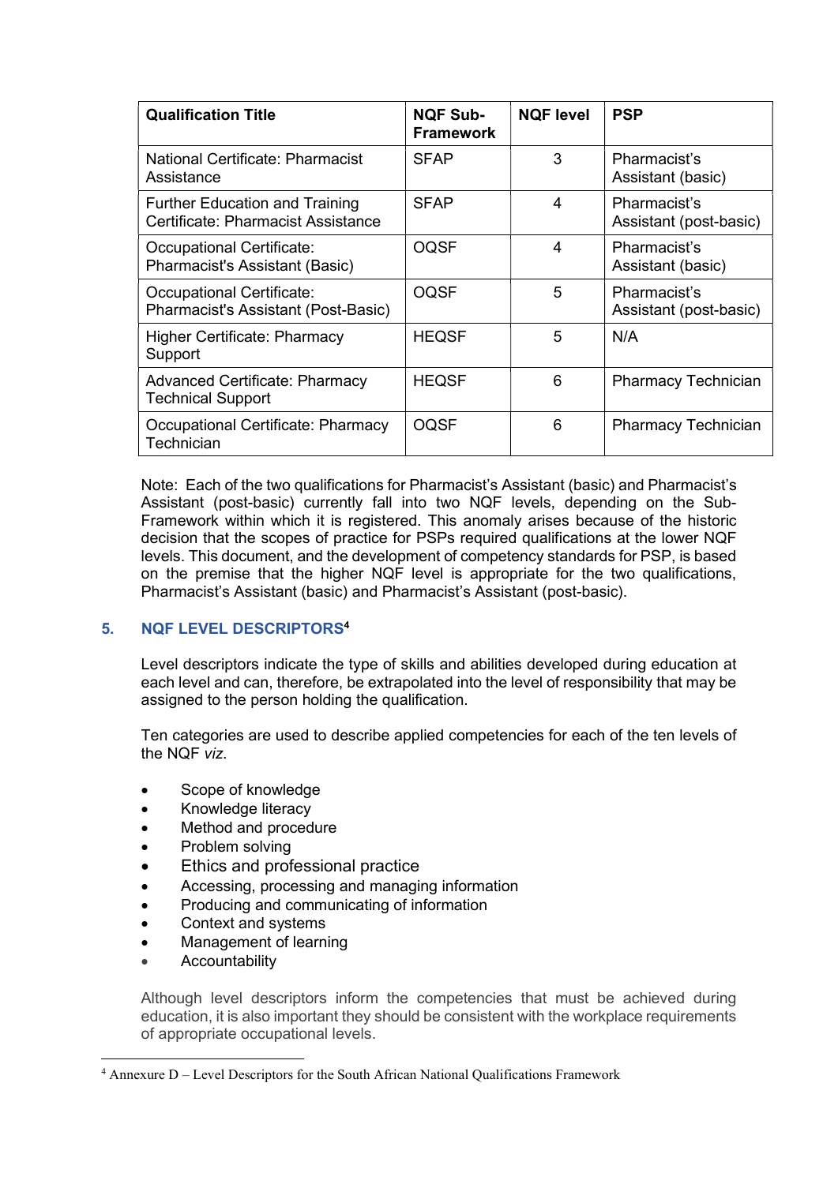| Qualification Title | NQF Sub-Framework | NQF level | PSP |
|---|---|---|---|
| National Certificate: Pharmacist Assistance | SFAP | 3 | Pharmacist's Assistant (basic) |
| Further Education and Training Certificate: Pharmacist Assistance | SFAP | 4 | Pharmacist's Assistant (post-basic) |
| Occupational Certificate: Pharmacist's Assistant (Basic) | OQSF | 4 | Pharmacist's Assistant (basic) |
| Occupational Certificate: Pharmacist's Assistant (Post-Basic) | OQSF | 5 | Pharmacist's Assistant (post-basic) |
| Higher Certificate: Pharmacy Support | HEQSF | 5 | N/A |
| Advanced Certificate: Pharmacy Technical Support | HEQSF | 6 | Pharmacy Technician |
| Occupational Certificate: Pharmacy Technician | OQSF | 6 | Pharmacy Technician |

Note: Each of the two qualifications for Pharmacist's Assistant (basic) and Pharmacist's Assistant (post-basic) currently fall into two NQF levels, depending on the Sub-Framework within which it is registered. This anomaly arises because of the historic decision that the scopes of practice for PSPs required qualifications at the lower NQF levels. This document, and the development of competency standards for PSP, is based on the premise that the higher NQF level is appropriate for the two qualifications, Pharmacist's Assistant (basic) and Pharmacist's Assistant (post-basic).

## 5. NQF LEVEL DESCRIPTORS[4]

Level descriptors indicate the type of skills and abilities developed during education at each level and can, therefore, be extrapolated into the level of responsibility that may be assigned to the person holding the qualification.

Ten categories are used to describe applied competencies for each of the ten levels of the NQF *viz.*

- Scope of knowledge
- Knowledge literacy
- Method and procedure
- Problem solving
- Ethics and professional practice
- Accessing, processing and managing information
- Producing and communicating of information
- Context and systems
- Management of learning
- Accountability

Although level descriptors inform the competencies that must be achieved during education, it is also important they should be consistent with the workplace requirements of appropriate occupational levels.

[4] Annexure D – Level Descriptors for the South African National Qualifications Framework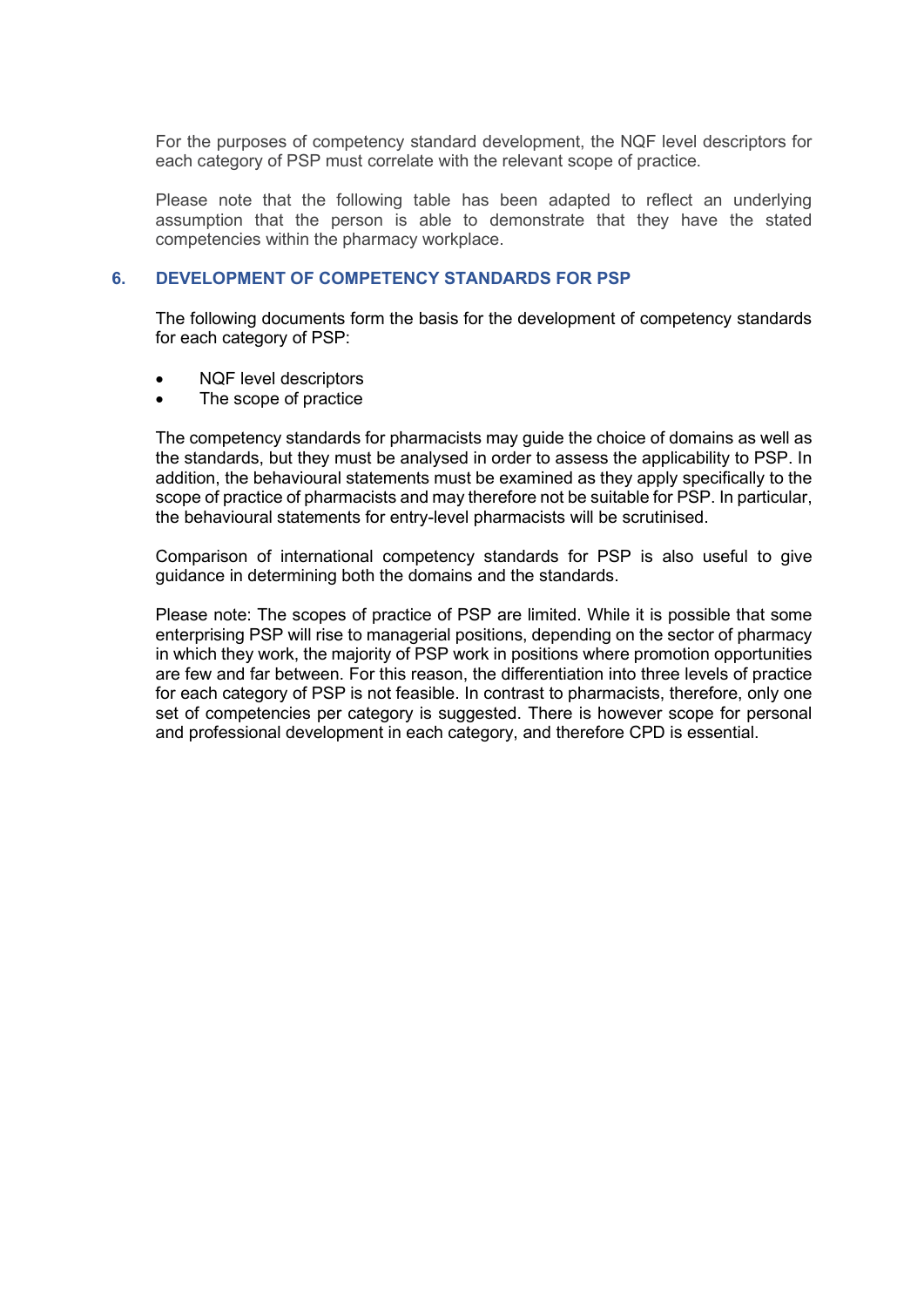For the purposes of competency standard development, the NQF level descriptors for each category of PSP must correlate with the relevant scope of practice.

Please note that the following table has been adapted to reflect an underlying assumption that the person is able to demonstrate that they have the stated competencies within the pharmacy workplace.

## 6. DEVELOPMENT OF COMPETENCY STANDARDS FOR PSP

The following documents form the basis for the development of competency standards for each category of PSP:

- NQF level descriptors
- The scope of practice

The competency standards for pharmacists may guide the choice of domains as well as the standards, but they must be analysed in order to assess the applicability to PSP. In addition, the behavioural statements must be examined as they apply specifically to the scope of practice of pharmacists and may therefore not be suitable for PSP. In particular, the behavioural statements for entry-level pharmacists will be scrutinised.

Comparison of international competency standards for PSP is also useful to give guidance in determining both the domains and the standards.

Please note: The scopes of practice of PSP are limited. While it is possible that some enterprising PSP will rise to managerial positions, depending on the sector of pharmacy in which they work, the majority of PSP work in positions where promotion opportunities are few and far between. For this reason, the differentiation into three levels of practice for each category of PSP is not feasible. In contrast to pharmacists, therefore, only one set of competencies per category is suggested. There is however scope for personal and professional development in each category, and therefore CPD is essential.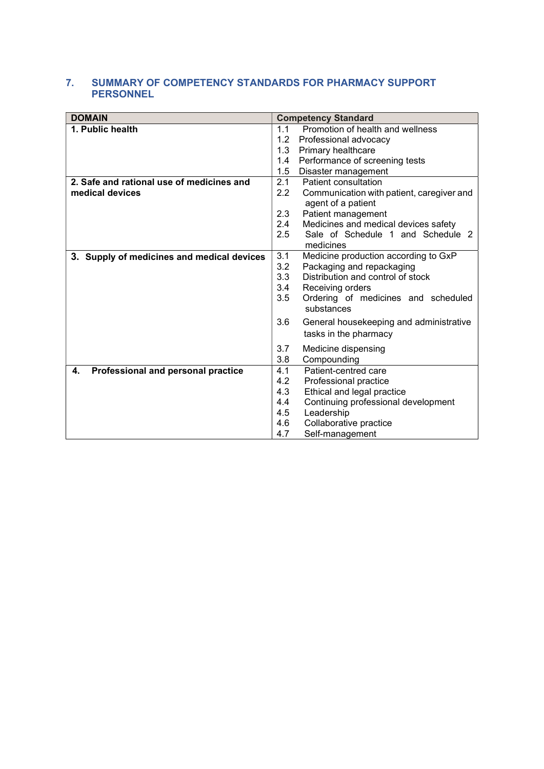## 7. SUMMARY OF COMPETENCY STANDARDS FOR PHARMACY SUPPORT PERSONNEL

| DOMAIN | Competency Standard |
|---|---|
| **1. Public health** | 1.1 Promotion of health and wellness<br>1.2 Professional advocacy<br>1.3 Primary healthcare<br>1.4 Performance of screening tests<br>1.5 Disaster management |
| **2. Safe and rational use of medicines and medical devices** | 2.1 Patient consultation<br>2.2 Communication with patient, caregiver and agent of a patient<br>2.3 Patient management<br>2.4 Medicines and medical devices safety<br>2.5 Sale of Schedule 1 and Schedule 2 medicines |
| **3. Supply of medicines and medical devices** | 3.1 Medicine production according to GxP<br>3.2 Packaging and repackaging<br>3.3 Distribution and control of stock<br>3.4 Receiving orders<br>3.5 Ordering of medicines and scheduled substances<br>3.6 General housekeeping and administrative tasks in the pharmacy<br>3.7 Medicine dispensing<br>3.8 Compounding |
| **4. Professional and personal practice** | 4.1 Patient-centred care<br>4.2 Professional practice<br>4.3 Ethical and legal practice<br>4.4 Continuing professional development<br>4.5 Leadership<br>4.6 Collaborative practice<br>4.7 Self-management |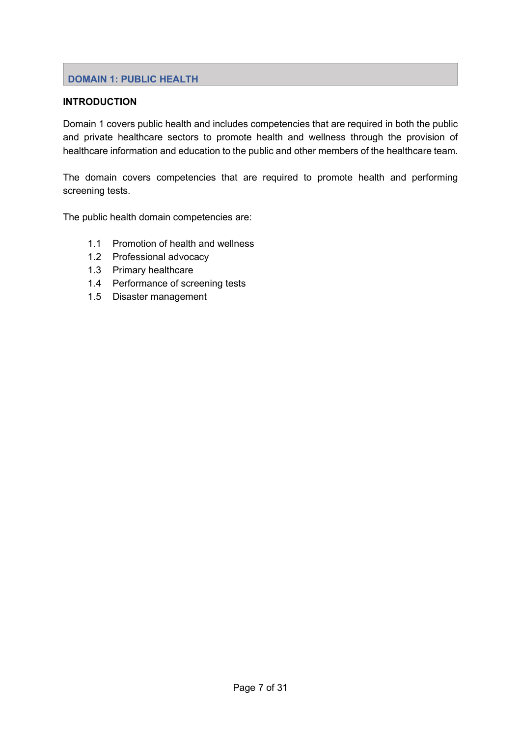## DOMAIN 1: PUBLIC HEALTH

### INTRODUCTION

Domain 1 covers public health and includes competencies that are required in both the public and private healthcare sectors to promote health and wellness through the provision of healthcare information and education to the public and other members of the healthcare team.

The domain covers competencies that are required to promote health and performing screening tests.

The public health domain competencies are:

- 1.1 Promotion of health and wellness
- 1.2 Professional advocacy
- 1.3 Primary healthcare
- 1.4 Performance of screening tests
- 1.5 Disaster management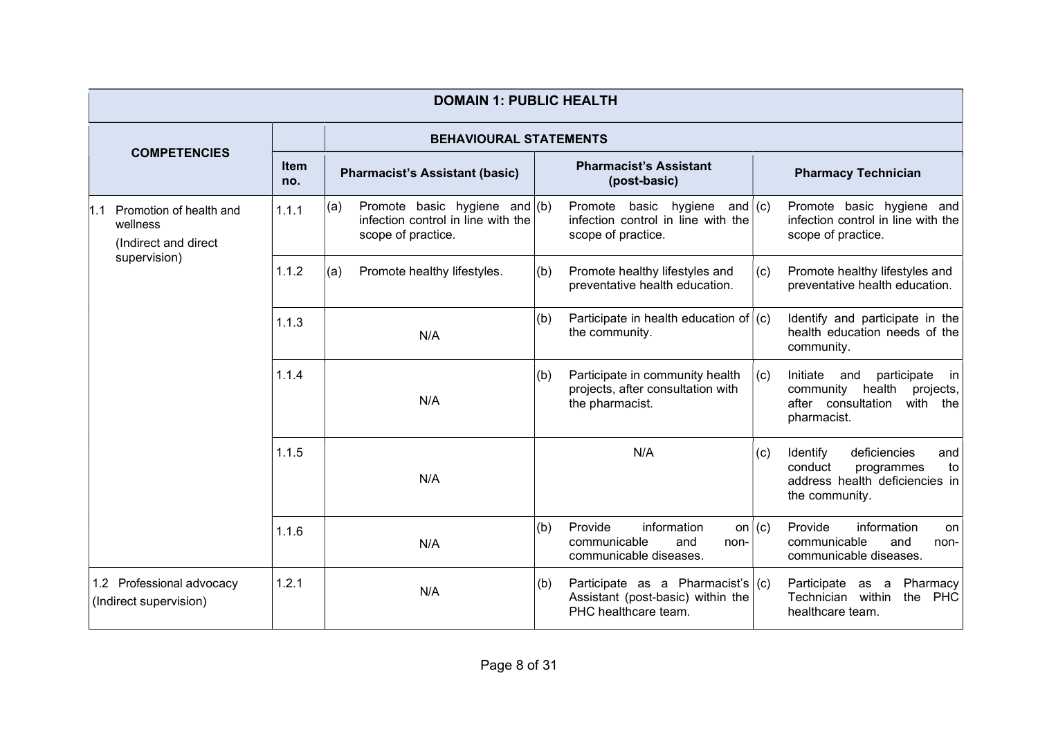| DOMAIN 1: PUBLIC HEALTH | | | | |
|---|---|---|---|---|
| **COMPETENCIES** | | **BEHAVIOURAL STATEMENTS** | | |
| | **Item no.** | **Pharmacist's Assistant (basic)** | **Pharmacist's Assistant (post-basic)** | **Pharmacy Technician** |
| 1.1 Promotion of health and wellness (Indirect and direct supervision) | 1.1.1 | (a) Promote basic hygiene and infection control in line with the scope of practice. | (b) Promote basic hygiene and infection control in line with the scope of practice. | (c) Promote basic hygiene and infection control in line with the scope of practice. |
| | 1.1.2 | (a) Promote healthy lifestyles. | (b) Promote healthy lifestyles and preventative health education. | (c) Promote healthy lifestyles and preventative health education. |
| | 1.1.3 | N/A | (b) Participate in health education of the community. | (c) Identify and participate in the health education needs of the community. |
| | 1.1.4 | N/A | (b) Participate in community health projects, after consultation with the pharmacist. | (c) Initiate and participate in community health projects, after consultation with the pharmacist. |
| | 1.1.5 | N/A | N/A | (c) Identify deficiencies and conduct programmes to address health deficiencies in the community. |
| | 1.1.6 | N/A | (b) Provide information on communicable and non-communicable diseases. | (c) Provide information on communicable and non-communicable diseases. |
| 1.2 Professional advocacy (Indirect supervision) | 1.2.1 | N/A | (b) Participate as a Pharmacist's Assistant (post-basic) within the PHC healthcare team. | (c) Participate as a Pharmacy Technician within the PHC healthcare team. |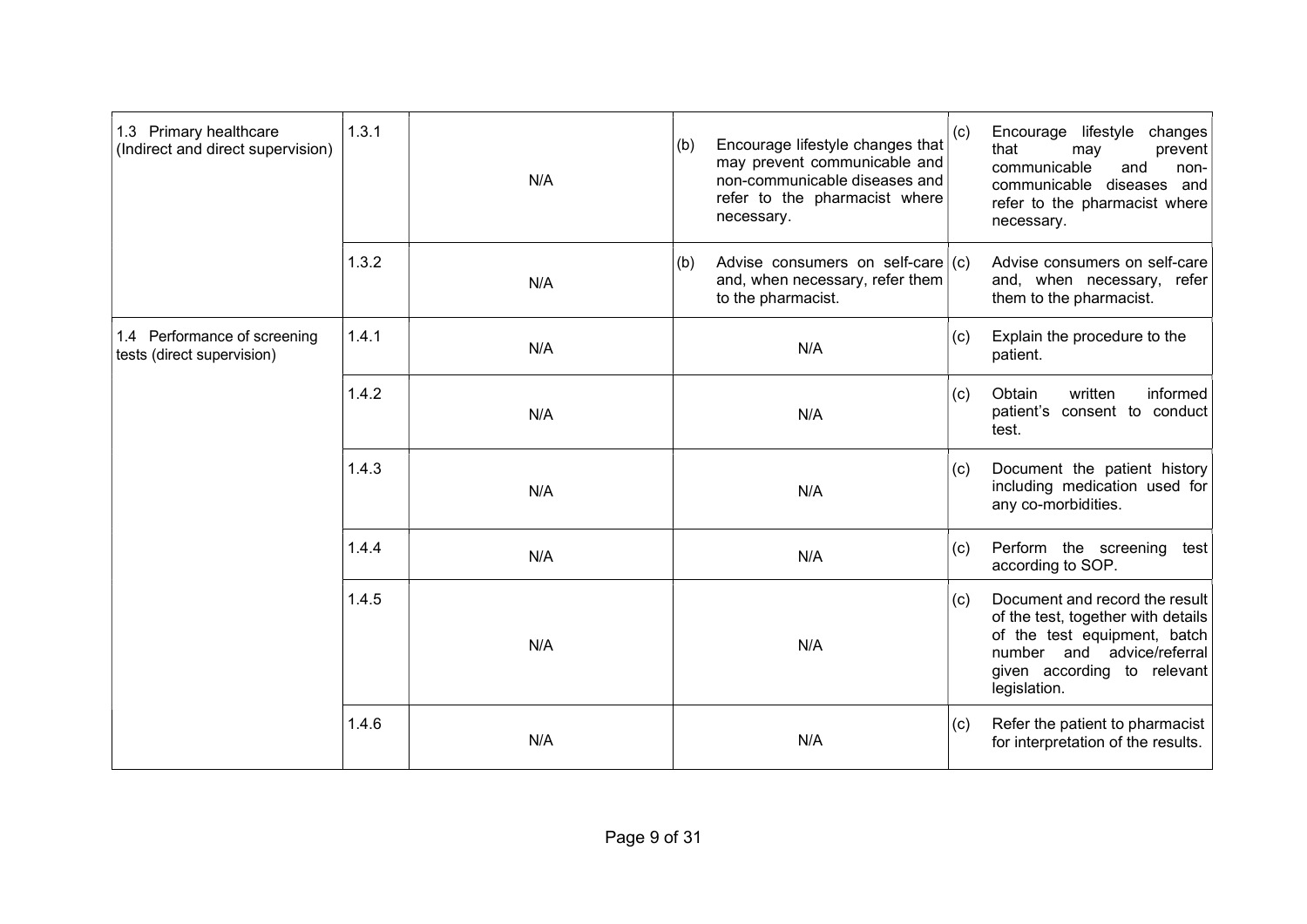| 1.3 Primary healthcare (Indirect and direct supervision) | 1.3.1 | N/A | (b) Encourage lifestyle changes that may prevent communicable and non-communicable diseases and refer to the pharmacist where necessary. | (c) Encourage lifestyle changes that may prevent communicable and non-communicable diseases and refer to the pharmacist where necessary. |
|---|---|---|---|---|
| | 1.3.2 | N/A | (b) Advise consumers on self-care and, when necessary, refer them to the pharmacist. | (c) Advise consumers on self-care and, when necessary, refer them to the pharmacist. |
| 1.4 Performance of screening tests (direct supervision) | 1.4.1 | N/A | N/A | (c) Explain the procedure to the patient. |
| | 1.4.2 | N/A | N/A | (c) Obtain written informed patient's consent to conduct test. |
| | 1.4.3 | N/A | N/A | (c) Document the patient history including medication used for any co-morbidities. |
| | 1.4.4 | N/A | N/A | (c) Perform the screening test according to SOP. |
| | 1.4.5 | N/A | N/A | (c) Document and record the result of the test, together with details of the test equipment, batch number and advice/referral given according to relevant legislation. |
| | 1.4.6 | N/A | N/A | (c) Refer the patient to pharmacist for interpretation of the results. |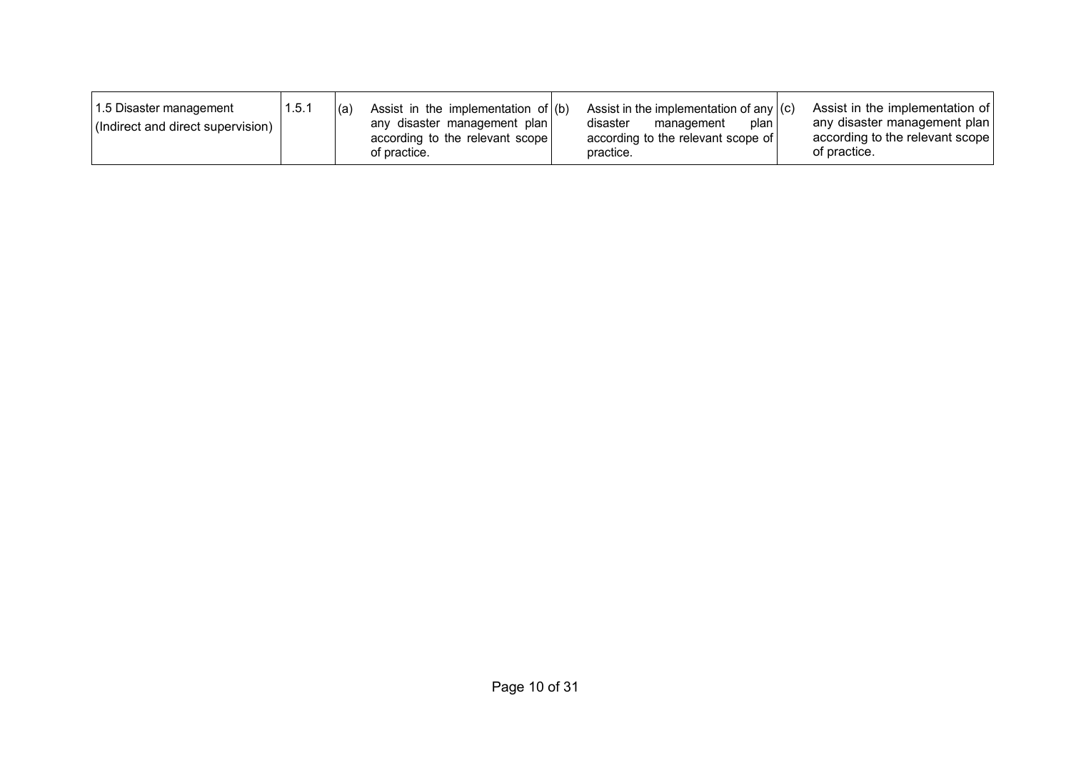| 1.5 Disaster management (Indirect and direct supervision) | 1.5.1 | (a) | Assist in the implementation of any disaster management plan according to the relevant scope of practice. | (b) | Assist in the implementation of any disaster management plan according to the relevant scope of practice. | (c) | Assist in the implementation of any disaster management plan according to the relevant scope of practice. |
|---|---|---|---|---|---|---|---|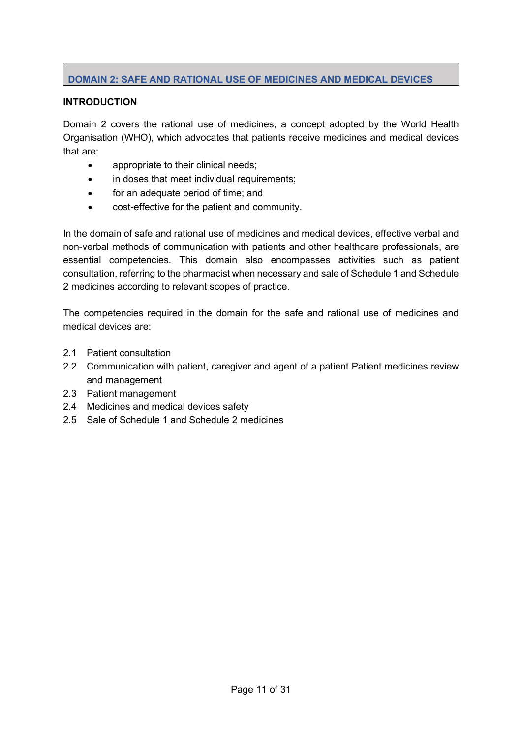## DOMAIN 2: SAFE AND RATIONAL USE OF MEDICINES AND MEDICAL DEVICES

**INTRODUCTION**

Domain 2 covers the rational use of medicines, a concept adopted by the World Health Organisation (WHO), which advocates that patients receive medicines and medical devices that are:

- appropriate to their clinical needs;
- in doses that meet individual requirements;
- for an adequate period of time; and
- cost-effective for the patient and community.

In the domain of safe and rational use of medicines and medical devices, effective verbal and non-verbal methods of communication with patients and other healthcare professionals, are essential competencies. This domain also encompasses activities such as patient consultation, referring to the pharmacist when necessary and sale of Schedule 1 and Schedule 2 medicines according to relevant scopes of practice.

The competencies required in the domain for the safe and rational use of medicines and medical devices are:

2.1 Patient consultation
2.2 Communication with patient, caregiver and agent of a patient Patient medicines review and management
2.3 Patient management
2.4 Medicines and medical devices safety
2.5 Sale of Schedule 1 and Schedule 2 medicines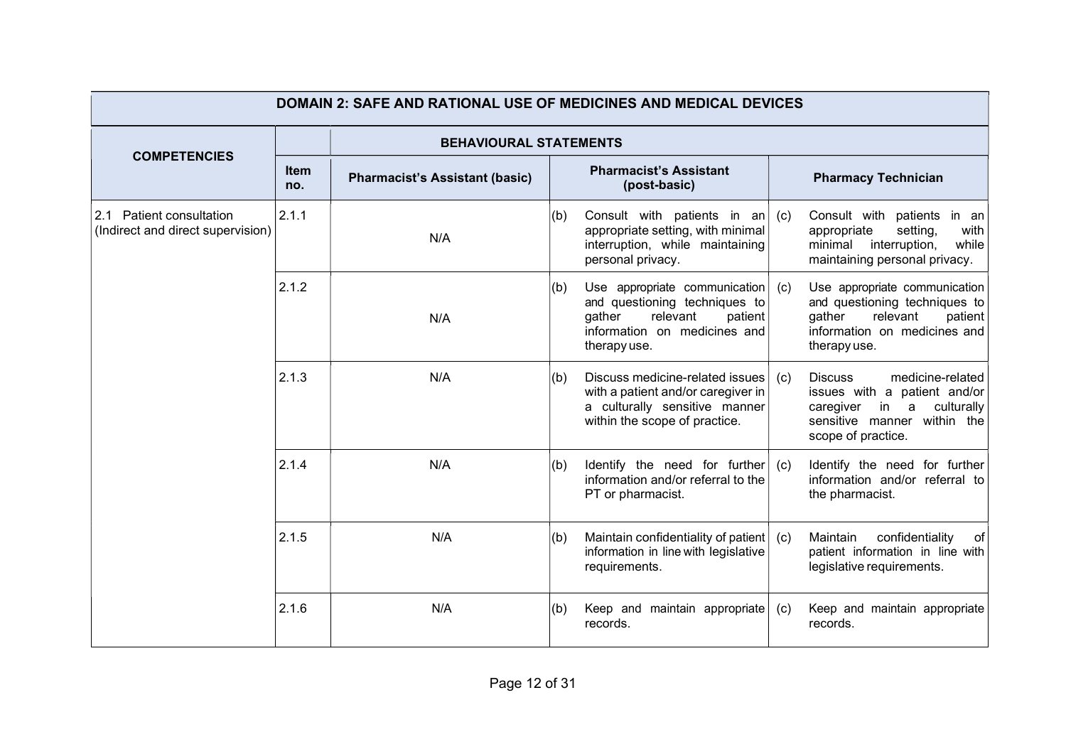| DOMAIN 2: SAFE AND RATIONAL USE OF MEDICINES AND MEDICAL DEVICES | | | | |
|---|---|---|---|---|
| **COMPETENCIES** | | **BEHAVIOURAL STATEMENTS** | | |
| | **Item no.** | **Pharmacist's Assistant (basic)** | **Pharmacist's Assistant (post-basic)** | **Pharmacy Technician** |
| 2.1 Patient consultation (Indirect and direct supervision) | 2.1.1 | N/A | (b) Consult with patients in an appropriate setting, with minimal interruption, while maintaining personal privacy. | (c) Consult with patients in an appropriate setting, with minimal interruption, while maintaining personal privacy. |
| | 2.1.2 | N/A | (b) Use appropriate communication and questioning techniques to gather relevant patient information on medicines and therapy use. | (c) Use appropriate communication and questioning techniques to gather relevant patient information on medicines and therapy use. |
| | 2.1.3 | N/A | (b) Discuss medicine-related issues with a patient and/or caregiver in a culturally sensitive manner within the scope of practice. | (c) Discuss medicine-related issues with a patient and/or caregiver in a culturally sensitive manner within the scope of practice. |
| | 2.1.4 | N/A | (b) Identify the need for further information and/or referral to the PT or pharmacist. | (c) Identify the need for further information and/or referral to the pharmacist. |
| | 2.1.5 | N/A | (b) Maintain confidentiality of patient information in line with legislative requirements. | (c) Maintain confidentiality of patient information in line with legislative requirements. |
| | 2.1.6 | N/A | (b) Keep and maintain appropriate records. | (c) Keep and maintain appropriate records. |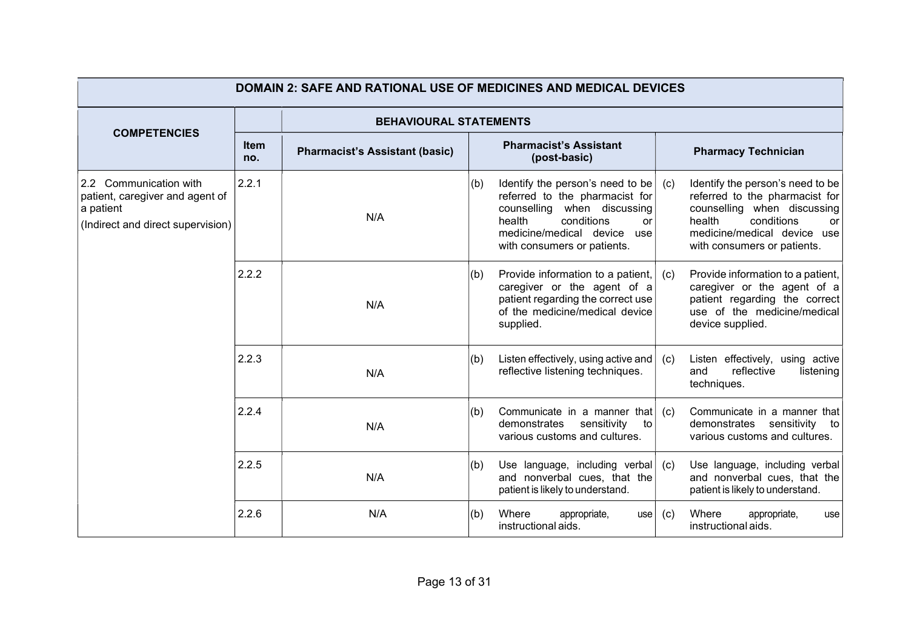| DOMAIN 2: SAFE AND RATIONAL USE OF MEDICINES AND MEDICAL DEVICES | | | | |
|---|---|---|---|---|
| **COMPETENCIES** | | **BEHAVIOURAL STATEMENTS** | | |
| | **Item no.** | **Pharmacist's Assistant (basic)** | **Pharmacist's Assistant (post-basic)** | **Pharmacy Technician** |
| 2.2 Communication with patient, caregiver and agent of a patient (Indirect and direct supervision) | 2.2.1 | N/A | (b) Identify the person's need to be referred to the pharmacist for counselling when discussing health conditions or medicine/medical device use with consumers or patients. | (c) Identify the person's need to be referred to the pharmacist for counselling when discussing health conditions or medicine/medical device use with consumers or patients. |
| | 2.2.2 | N/A | (b) Provide information to a patient, caregiver or the agent of a patient regarding the correct use of the medicine/medical device supplied. | (c) Provide information to a patient, caregiver or the agent of a patient regarding the correct use of the medicine/medical device supplied. |
| | 2.2.3 | N/A | (b) Listen effectively, using active and reflective listening techniques. | (c) Listen effectively, using active and reflective listening techniques. |
| | 2.2.4 | N/A | (b) Communicate in a manner that demonstrates sensitivity to various customs and cultures. | (c) Communicate in a manner that demonstrates sensitivity to various customs and cultures. |
| | 2.2.5 | N/A | (b) Use language, including verbal and nonverbal cues, that the patient is likely to understand. | (c) Use language, including verbal and nonverbal cues, that the patient is likely to understand. |
| | 2.2.6 | N/A | (b) Where appropriate, use instructional aids. | (c) Where appropriate, use instructional aids. |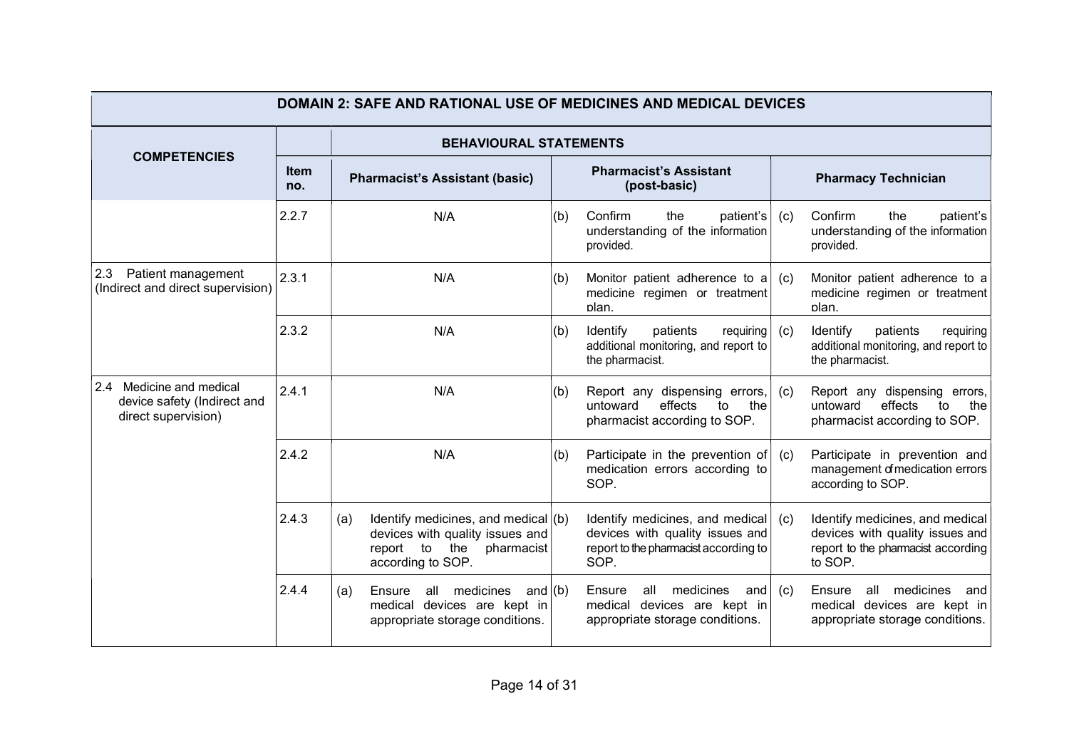| DOMAIN 2: SAFE AND RATIONAL USE OF MEDICINES AND MEDICAL DEVICES | | | | |
|---|---|---|---|---|
| **COMPETENCIES** | | **BEHAVIOURAL STATEMENTS** | | |
| | **Item no.** | **Pharmacist's Assistant (basic)** | **Pharmacist's Assistant (post-basic)** | **Pharmacy Technician** |
| | 2.2.7 | N/A | (b) Confirm the patient's understanding of the information provided. | (c) Confirm the patient's understanding of the information provided. |
| 2.3 Patient management (Indirect and direct supervision) | 2.3.1 | N/A | (b) Monitor patient adherence to a medicine regimen or treatment plan. | (c) Monitor patient adherence to a medicine regimen or treatment plan. |
| | 2.3.2 | N/A | (b) Identify patients requiring additional monitoring, and report to the pharmacist. | (c) Identify patients requiring additional monitoring, and report to the pharmacist. |
| 2.4 Medicine and medical device safety (Indirect and direct supervision) | 2.4.1 | N/A | (b) Report any dispensing errors, untoward effects to the pharmacist according to SOP. | (c) Report any dispensing errors, untoward effects to the pharmacist according to SOP. |
| | 2.4.2 | N/A | (b) Participate in the prevention of medication errors according to SOP. | (c) Participate in prevention and management of medication errors according to SOP. |
| | 2.4.3 | (a) Identify medicines, and medical devices with quality issues and report to the pharmacist according to SOP. | (b) Identify medicines, and medical devices with quality issues and report to the pharmacist according to SOP. | (c) Identify medicines, and medical devices with quality issues and report to the pharmacist according to SOP. |
| | 2.4.4 | (a) Ensure all medicines and medical devices are kept in appropriate storage conditions. | (b) Ensure all medicines and medical devices are kept in appropriate storage conditions. | (c) Ensure all medicines and medical devices are kept in appropriate storage conditions. |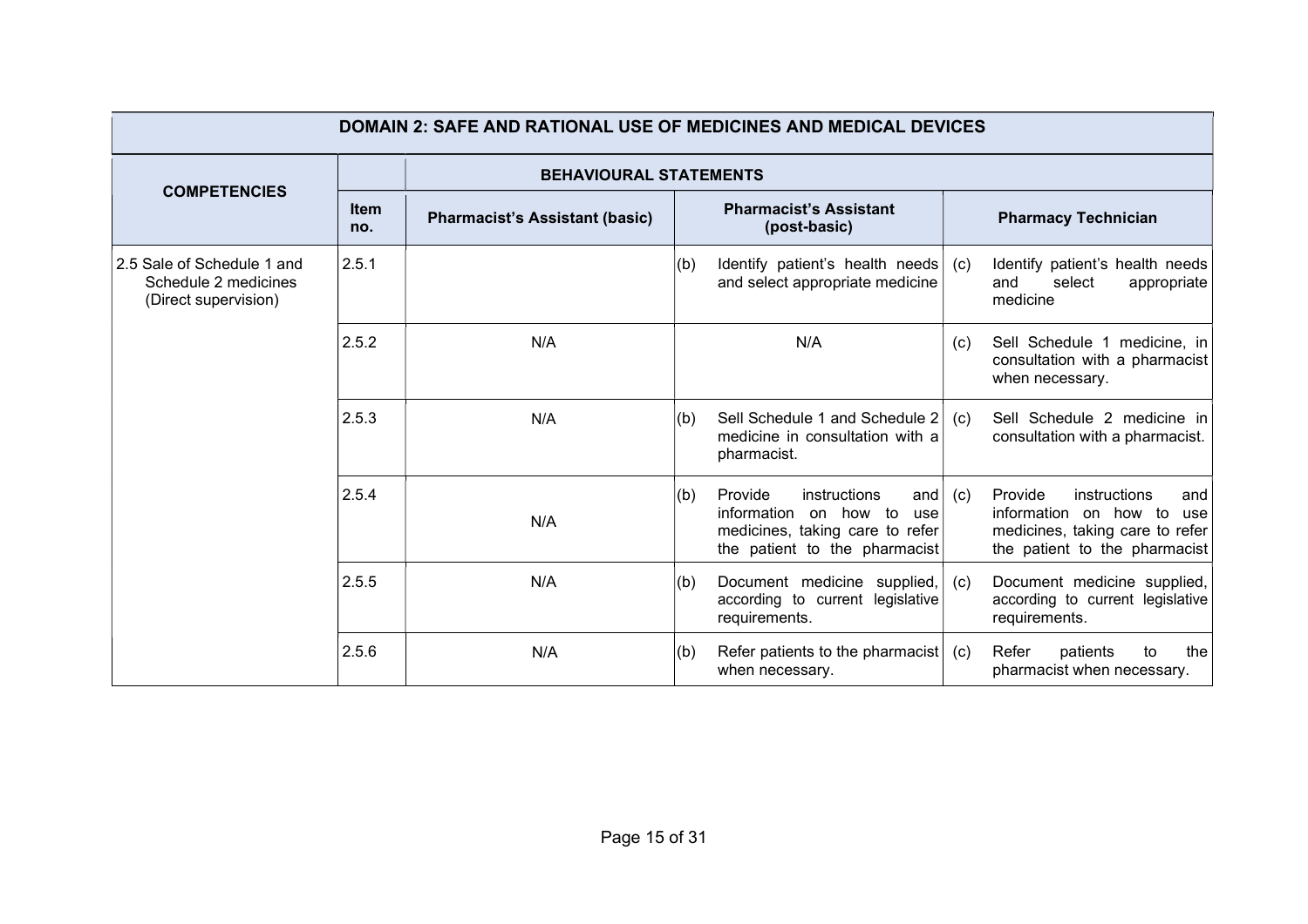| DOMAIN 2: SAFE AND RATIONAL USE OF MEDICINES AND MEDICAL DEVICES | | | | |
|---|---|---|---|---|
| **COMPETENCIES** | | **BEHAVIOURAL STATEMENTS** | | |
| | **Item no.** | **Pharmacist's Assistant (basic)** | **Pharmacist's Assistant (post-basic)** | **Pharmacy Technician** |
| 2.5 Sale of Schedule 1 and Schedule 2 medicines (Direct supervision) | 2.5.1 | | (b) Identify patient's health needs and select appropriate medicine | (c) Identify patient's health needs and select appropriate medicine |
| | 2.5.2 | N/A | N/A | (c) Sell Schedule 1 medicine, in consultation with a pharmacist when necessary. |
| | 2.5.3 | N/A | (b) Sell Schedule 1 and Schedule 2 medicine in consultation with a pharmacist. | (c) Sell Schedule 2 medicine in consultation with a pharmacist. |
| | 2.5.4 | N/A | (b) Provide instructions and information on how to use medicines, taking care to refer the patient to the pharmacist | (c) Provide instructions and information on how to use medicines, taking care to refer the patient to the pharmacist |
| | 2.5.5 | N/A | (b) Document medicine supplied, according to current legislative requirements. | (c) Document medicine supplied, according to current legislative requirements. |
| | 2.5.6 | N/A | (b) Refer patients to the pharmacist when necessary. | (c) Refer patients to the pharmacist when necessary. |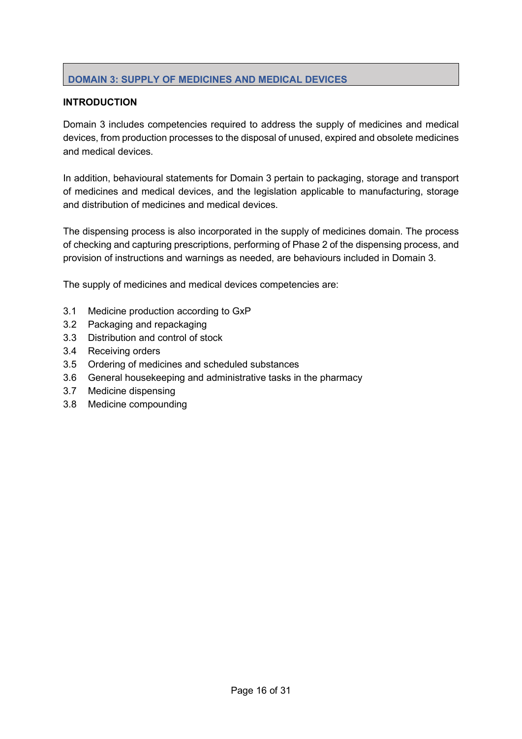## DOMAIN 3: SUPPLY OF MEDICINES AND MEDICAL DEVICES

**INTRODUCTION**

Domain 3 includes competencies required to address the supply of medicines and medical devices, from production processes to the disposal of unused, expired and obsolete medicines and medical devices.

In addition, behavioural statements for Domain 3 pertain to packaging, storage and transport of medicines and medical devices, and the legislation applicable to manufacturing, storage and distribution of medicines and medical devices.

The dispensing process is also incorporated in the supply of medicines domain. The process of checking and capturing prescriptions, performing of Phase 2 of the dispensing process, and provision of instructions and warnings as needed, are behaviours included in Domain 3.

The supply of medicines and medical devices competencies are:

- 3.1 Medicine production according to GxP
- 3.2 Packaging and repackaging
- 3.3 Distribution and control of stock
- 3.4 Receiving orders
- 3.5 Ordering of medicines and scheduled substances
- 3.6 General housekeeping and administrative tasks in the pharmacy
- 3.7 Medicine dispensing
- 3.8 Medicine compounding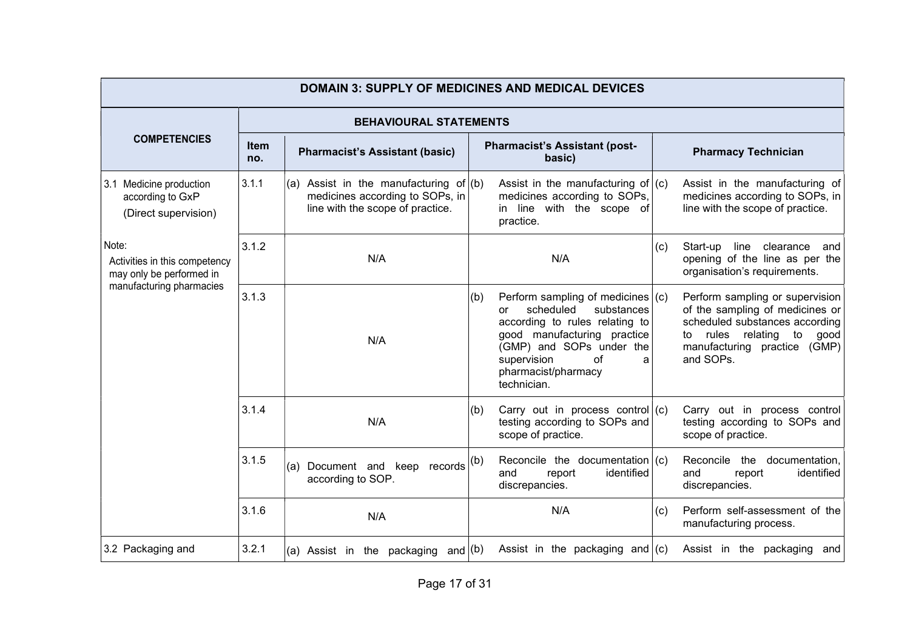| DOMAIN 3: SUPPLY OF MEDICINES AND MEDICAL DEVICES | | | | |
|---|---|---|---|---|
| **COMPETENCIES** | **BEHAVIOURAL STATEMENTS** | | | |
| | **Item no.** | **Pharmacist's Assistant (basic)** | **Pharmacist's Assistant (post-basic)** | **Pharmacy Technician** |
| 3.1 Medicine production according to GxP (Direct supervision)<br><br>Note: Activities in this competency may only be performed in manufacturing pharmacies | 3.1.1 | (a) Assist in the manufacturing of medicines according to SOPs, in line with the scope of practice. | (b) Assist in the manufacturing of medicines according to SOPs, in line with the scope of practice. | (c) Assist in the manufacturing of medicines according to SOPs, in line with the scope of practice. |
| | 3.1.2 | N/A | N/A | (c) Start-up line clearance and opening of the line as per the organisation's requirements. |
| | 3.1.3 | N/A | (b) Perform sampling of medicines or scheduled substances according to rules relating to good manufacturing practice (GMP) and SOPs under the supervision of a pharmacist/pharmacy technician. | (c) Perform sampling or supervision of the sampling of medicines or scheduled substances according to rules relating to good manufacturing practice (GMP) and SOPs. |
| | 3.1.4 | N/A | (b) Carry out in process control testing according to SOPs and scope of practice. | (c) Carry out in process control testing according to SOPs and scope of practice. |
| | 3.1.5 | (a) Document and keep records according to SOP. | (b) Reconcile the documentation and report identified discrepancies. | (c) Reconcile the documentation, and report identified discrepancies. |
| | 3.1.6 | N/A | N/A | (c) Perform self-assessment of the manufacturing process. |
| 3.2 Packaging and | 3.2.1 | (a) Assist in the packaging and | (b) Assist in the packaging and | (c) Assist in the packaging and |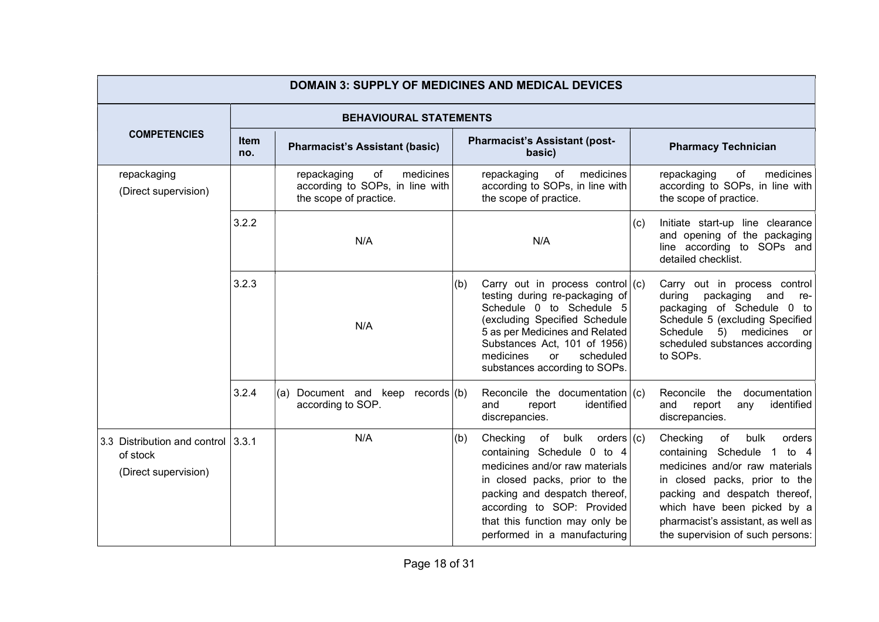| DOMAIN 3: SUPPLY OF MEDICINES AND MEDICAL DEVICES | | | | |
|---|---|---|---|---|
| **COMPETENCIES** | **BEHAVIOURAL STATEMENTS** | | | |
| | **Item no.** | **Pharmacist's Assistant (basic)** | **Pharmacist's Assistant (post-basic)** | **Pharmacy Technician** |
| repackaging (Direct supervision) | | repackaging of medicines according to SOPs, in line with the scope of practice. | repackaging of medicines according to SOPs, in line with the scope of practice. | repackaging of medicines according to SOPs, in line with the scope of practice. |
| | 3.2.2 | N/A | N/A | (c) Initiate start-up line clearance and opening of the packaging line according to SOPs and detailed checklist. |
| | 3.2.3 | N/A | (b) Carry out in process control testing during re-packaging of Schedule 0 to Schedule 5 (excluding Specified Schedule 5 as per Medicines and Related Substances Act, 101 of 1956) medicines or scheduled substances according to SOPs. | (c) Carry out in process control during packaging and re-packaging of Schedule 0 to Schedule 5 (excluding Specified Schedule 5) medicines or scheduled substances according to SOPs. |
| | 3.2.4 | (a) Document and keep records according to SOP. | (b) Reconcile the documentation and report identified discrepancies. | (c) Reconcile the documentation and report any identified discrepancies. |
| 3.3 Distribution and control of stock (Direct supervision) | 3.3.1 | N/A | (b) Checking of bulk orders containing Schedule 0 to 4 medicines and/or raw materials in closed packs, prior to the packing and despatch thereof, according to SOP: Provided that this function may only be performed in a manufacturing | (c) Checking of bulk orders containing Schedule 1 to 4 medicines and/or raw materials in closed packs, prior to the packing and despatch thereof, which have been picked by a pharmacist's assistant, as well as the supervision of such persons: |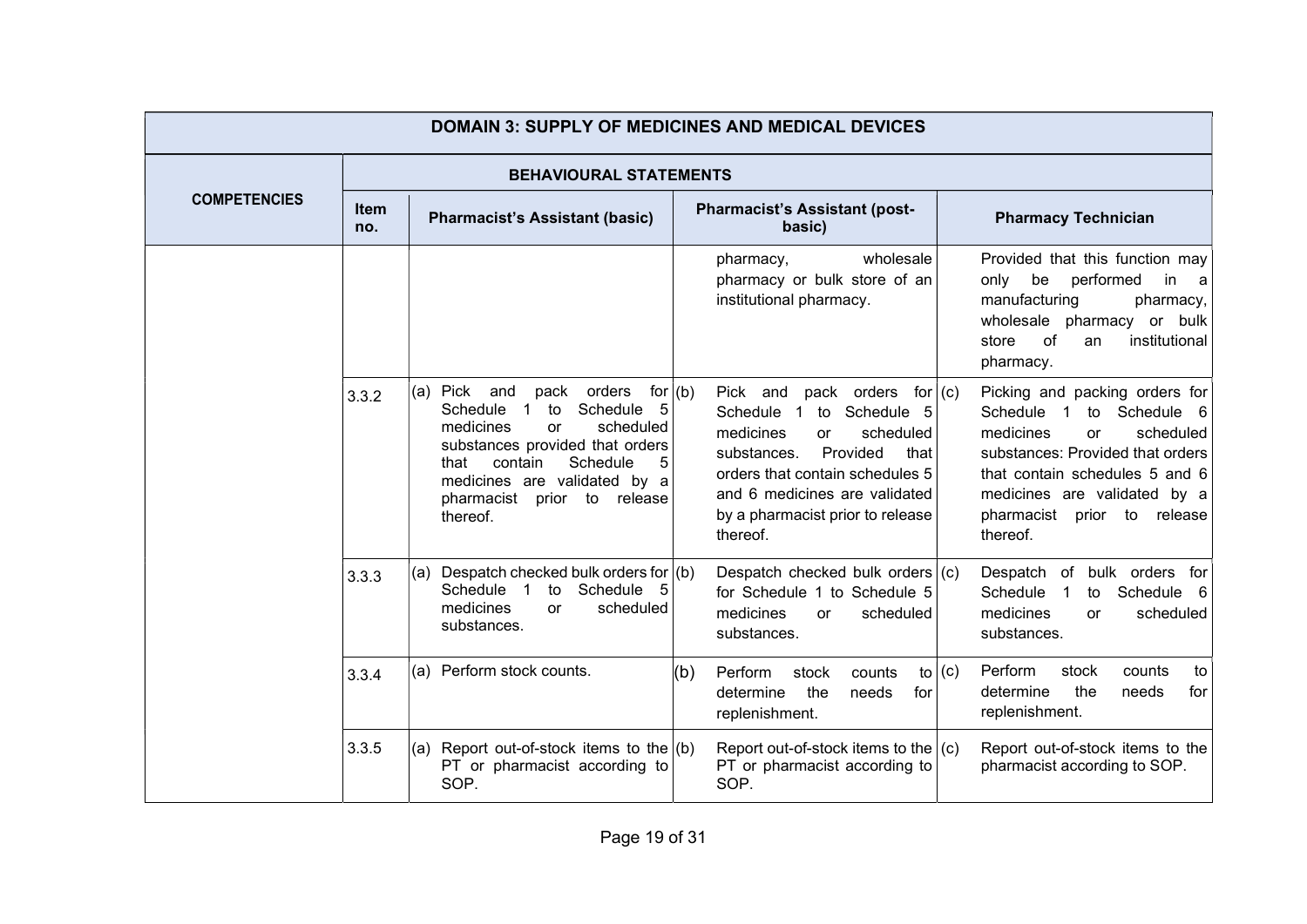| DOMAIN 3: SUPPLY OF MEDICINES AND MEDICAL DEVICES | | | | |
|---|---|---|---|---|
| COMPETENCIES | BEHAVIOURAL STATEMENTS | | | |
| | Item no. | Pharmacist's Assistant (basic) | Pharmacist's Assistant (post-basic) | Pharmacy Technician |
| | | | pharmacy, wholesale pharmacy or bulk store of an institutional pharmacy. | Provided that this function may only be performed in a manufacturing pharmacy, wholesale pharmacy or bulk store of an institutional pharmacy. |
| | 3.3.2 | (a) Pick and pack orders for Schedule 1 to Schedule 5 medicines or scheduled substances provided that orders that contain Schedule 5 medicines are validated by a pharmacist prior to release thereof. | (b) Pick and pack orders for Schedule 1 to Schedule 5 medicines or scheduled substances. Provided that orders that contain schedules 5 and 6 medicines are validated by a pharmacist prior to release thereof. | (c) Picking and packing orders for Schedule 1 to Schedule 6 medicines or scheduled substances: Provided that orders that contain schedules 5 and 6 medicines are validated by a pharmacist prior to release thereof. |
| | 3.3.3 | (a) Despatch checked bulk orders for Schedule 1 to Schedule 5 medicines or scheduled substances. | (b) Despatch checked bulk orders for Schedule 1 to Schedule 5 medicines or scheduled substances. | (c) Despatch of bulk orders for Schedule 1 to Schedule 6 medicines or scheduled substances. |
| | 3.3.4 | (a) Perform stock counts. | (b) Perform stock counts to determine the needs for replenishment. | (c) Perform stock counts to determine the needs for replenishment. |
| | 3.3.5 | (a) Report out-of-stock items to the PT or pharmacist according to SOP. | (b) Report out-of-stock items to the PT or pharmacist according to SOP. | (c) Report out-of-stock items to the pharmacist according to SOP. |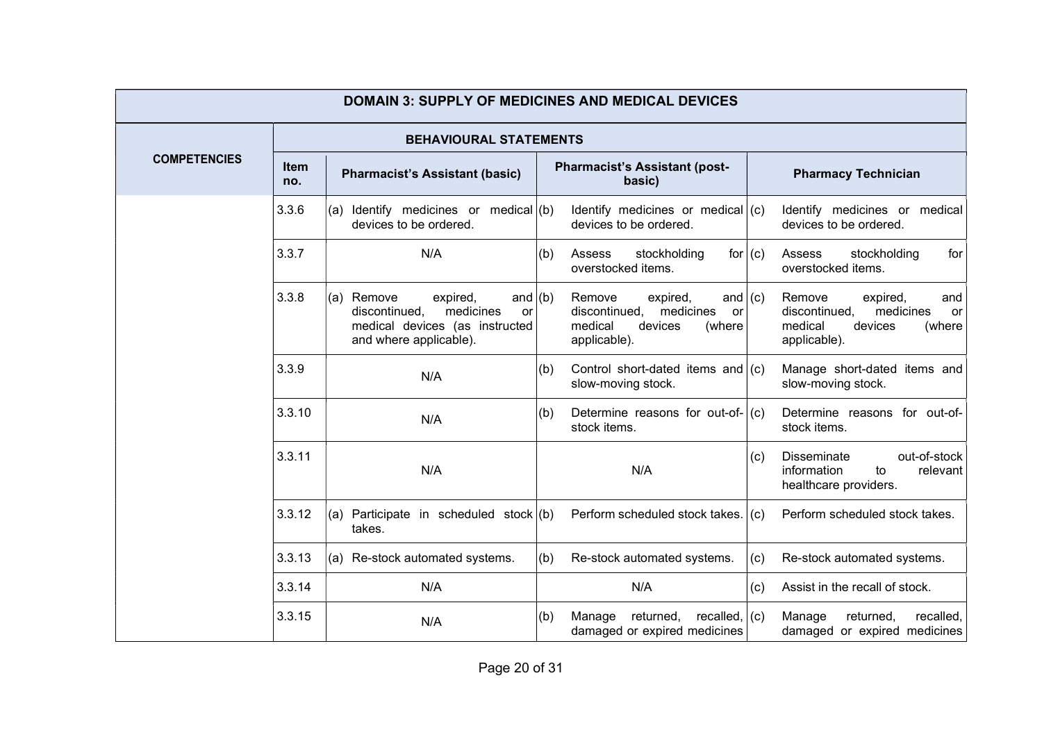| DOMAIN 3: SUPPLY OF MEDICINES AND MEDICAL DEVICES | | | | |
|---|---|---|---|---|
| **COMPETENCIES** | **BEHAVIOURAL STATEMENTS** | | | |
| | **Item no.** | **Pharmacist's Assistant (basic)** | **Pharmacist's Assistant (post-basic)** | **Pharmacy Technician** |
| | 3.3.6 | (a) Identify medicines or medical devices to be ordered. | (b) Identify medicines or medical devices to be ordered. | (c) Identify medicines or medical devices to be ordered. |
| | 3.3.7 | N/A | (b) Assess stockholding for overstocked items. | (c) Assess stockholding for overstocked items. |
| | 3.3.8 | (a) Remove expired, and discontinued, medicines or medical devices (as instructed and where applicable). | (b) Remove expired, and discontinued, medicines or medical devices (where applicable). | (c) Remove expired, and discontinued, medicines or medical devices (where applicable). |
| | 3.3.9 | N/A | (b) Control short-dated items and slow-moving stock. | (c) Manage short-dated items and slow-moving stock. |
| | 3.3.10 | N/A | (b) Determine reasons for out-of-stock items. | (c) Determine reasons for out-of-stock items. |
| | 3.3.11 | N/A | N/A | (c) Disseminate out-of-stock information to relevant healthcare providers. |
| | 3.3.12 | (a) Participate in scheduled stock takes. | (b) Perform scheduled stock takes. | (c) Perform scheduled stock takes. |
| | 3.3.13 | (a) Re-stock automated systems. | (b) Re-stock automated systems. | (c) Re-stock automated systems. |
| | 3.3.14 | N/A | N/A | (c) Assist in the recall of stock. |
| | 3.3.15 | N/A | (b) Manage returned, recalled, damaged or expired medicines | (c) Manage returned, recalled, damaged or expired medicines |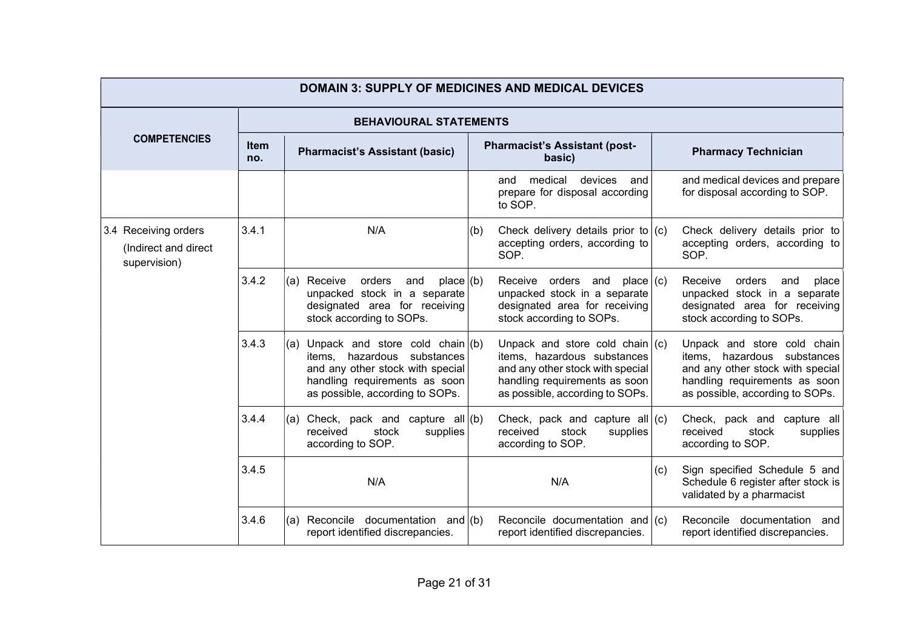| DOMAIN 3: SUPPLY OF MEDICINES AND MEDICAL DEVICES | | | | |
|---|---|---|---|---|
| **COMPETENCIES** | **BEHAVIOURAL STATEMENTS** | | | |
| | **Item no.** | **Pharmacist's Assistant (basic)** | **Pharmacist's Assistant (post-basic)** | **Pharmacy Technician** |
| | | | and medical devices and prepare for disposal according to SOP. | and medical devices and prepare for disposal according to SOP. |
| 3.4 Receiving orders (Indirect and direct supervision) | 3.4.1 | N/A | (b) Check delivery details prior to accepting orders, according to SOP. | (c) Check delivery details prior to accepting orders, according to SOP. |
| | 3.4.2 | (a) Receive orders and place unpacked stock in a separate designated area for receiving stock according to SOPs. | (b) Receive orders and place unpacked stock in a separate designated area for receiving stock according to SOPs. | (c) Receive orders and place unpacked stock in a separate designated area for receiving stock according to SOPs. |
| | 3.4.3 | (a) Unpack and store cold chain items, hazardous substances and any other stock with special handling requirements as soon as possible, according to SOPs. | (b) Unpack and store cold chain items, hazardous substances and any other stock with special handling requirements as soon as possible, according to SOPs. | (c) Unpack and store cold chain items, hazardous substances and any other stock with special handling requirements as soon as possible, according to SOPs. |
| | 3.4.4 | (a) Check, pack and capture all received stock supplies according to SOP. | (b) Check, pack and capture all received stock supplies according to SOP. | (c) Check, pack and capture all received stock supplies according to SOP. |
| | 3.4.5 | N/A | N/A | (c) Sign specified Schedule 5 and Schedule 6 register after stock is validated by a pharmacist |
| | 3.4.6 | (a) Reconcile documentation and report identified discrepancies. | (b) Reconcile documentation and report identified discrepancies. | (c) Reconcile documentation and report identified discrepancies. |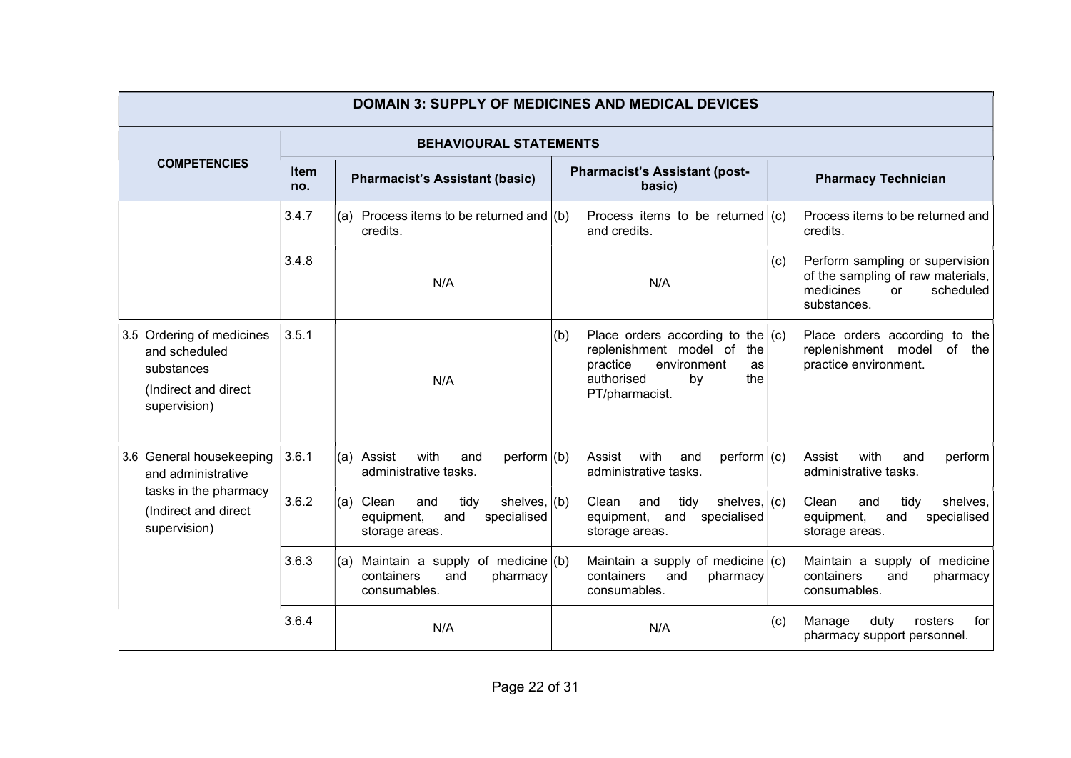| DOMAIN 3: SUPPLY OF MEDICINES AND MEDICAL DEVICES | | | | |
|---|---|---|---|---|
| **COMPETENCIES** | **BEHAVIOURAL STATEMENTS** | | | |
| | **Item no.** | **Pharmacist's Assistant (basic)** | **Pharmacist's Assistant (post-basic)** | **Pharmacy Technician** |
| | 3.4.7 | (a) Process items to be returned and credits. | (b) Process items to be returned and credits. | (c) Process items to be returned and credits. |
| | 3.4.8 | N/A | N/A | (c) Perform sampling or supervision of the sampling of raw materials, medicines or scheduled substances. |
| 3.5 Ordering of medicines and scheduled substances (Indirect and direct supervision) | 3.5.1 | N/A | (b) Place orders according to the replenishment model of the practice environment as authorised by the PT/pharmacist. | (c) Place orders according to the replenishment model of the practice environment. |
| 3.6 General housekeeping and administrative tasks in the pharmacy (Indirect and direct supervision) | 3.6.1 | (a) Assist with and perform administrative tasks. | (b) Assist with and perform administrative tasks. | (c) Assist with and perform administrative tasks. |
| | 3.6.2 | (a) Clean and tidy shelves, equipment, and specialised storage areas. | (b) Clean and tidy shelves, equipment, and specialised storage areas. | (c) Clean and tidy shelves, equipment, and specialised storage areas. |
| | 3.6.3 | (a) Maintain a supply of medicine containers and pharmacy consumables. | (b) Maintain a supply of medicine containers and pharmacy consumables. | (c) Maintain a supply of medicine containers and pharmacy consumables. |
| | 3.6.4 | N/A | N/A | (c) Manage duty rosters for pharmacy support personnel. |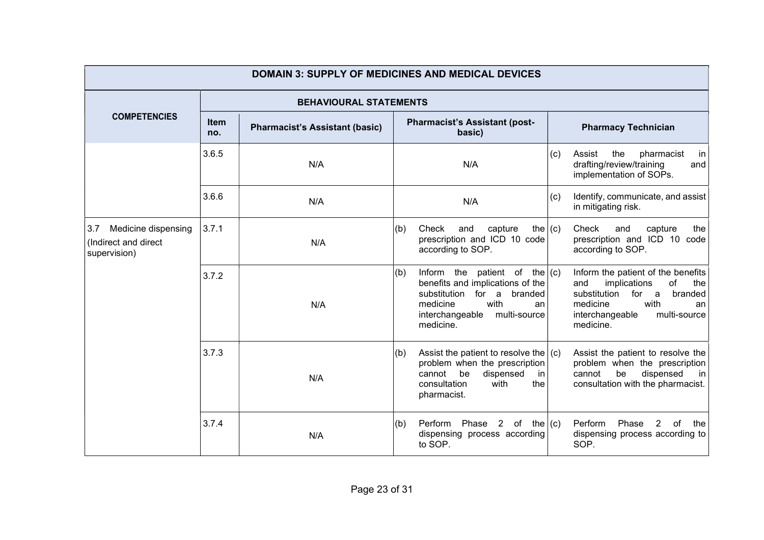| DOMAIN 3: SUPPLY OF MEDICINES AND MEDICAL DEVICES | | | | |
|---|---|---|---|---|
| **COMPETENCIES** | **BEHAVIOURAL STATEMENTS** | | | |
| | **Item no.** | **Pharmacist's Assistant (basic)** | **Pharmacist's Assistant (post-basic)** | **Pharmacy Technician** |
| | 3.6.5 | N/A | N/A | (c) Assist the pharmacist in drafting/review/training and implementation of SOPs. |
| | 3.6.6 | N/A | N/A | (c) Identify, communicate, and assist in mitigating risk. |
| 3.7 Medicine dispensing (Indirect and direct supervision) | 3.7.1 | N/A | (b) Check and capture the prescription and ICD 10 code according to SOP. | (c) Check and capture the prescription and ICD 10 code according to SOP. |
| | 3.7.2 | N/A | (b) Inform the patient of the benefits and implications of the substitution for a branded medicine with an interchangeable multi-source medicine. | (c) Inform the patient of the benefits and implications of the substitution for a branded medicine with an interchangeable multi-source medicine. |
| | 3.7.3 | N/A | (b) Assist the patient to resolve the problem when the prescription cannot be dispensed in consultation with the pharmacist. | (c) Assist the patient to resolve the problem when the prescription cannot be dispensed in consultation with the pharmacist. |
| | 3.7.4 | N/A | (b) Perform Phase 2 of the dispensing process according to SOP. | (c) Perform Phase 2 of the dispensing process according to SOP. |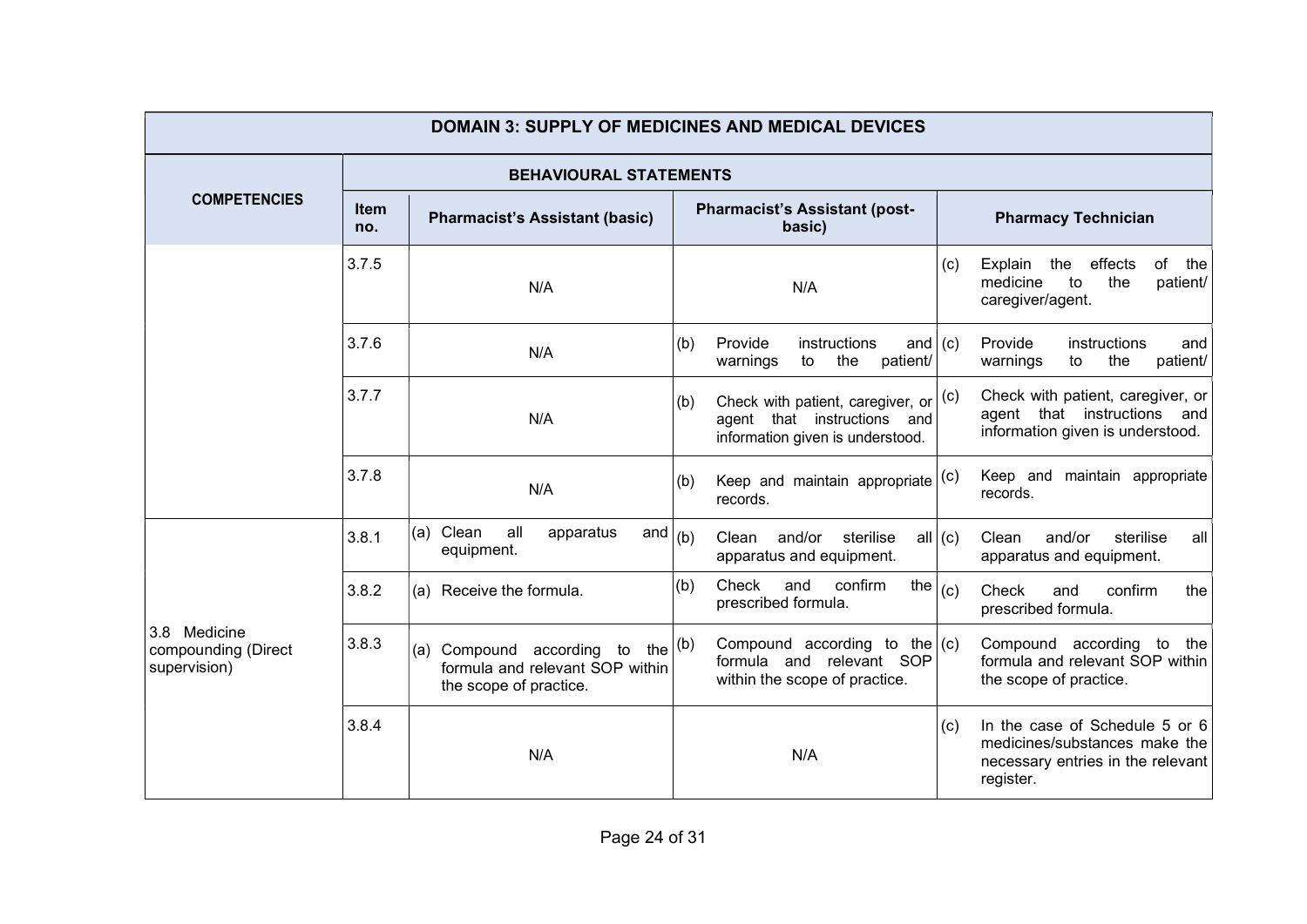| DOMAIN 3: SUPPLY OF MEDICINES AND MEDICAL DEVICES | | | | |
|---|---|---|---|---|
| **COMPETENCIES** | **BEHAVIOURAL STATEMENTS** | | | |
| | **Item no.** | **Pharmacist's Assistant (basic)** | **Pharmacist's Assistant (post-basic)** | **Pharmacy Technician** |
| | 3.7.5 | N/A | N/A | (c) Explain the effects of the medicine to the patient/ caregiver/agent. |
| | 3.7.6 | N/A | (b) Provide instructions and warnings to the patient/ | (c) Provide instructions and warnings to the patient/ |
| | 3.7.7 | N/A | (b) Check with patient, caregiver, or agent that instructions and information given is understood. | (c) Check with patient, caregiver, or agent that instructions and information given is understood. |
| | 3.7.8 | N/A | (b) Keep and maintain appropriate records. | (c) Keep and maintain appropriate records. |
| 3.8 Medicine compounding (Direct supervision) | 3.8.1 | (a) Clean all apparatus and equipment. | (b) Clean and/or sterilise all apparatus and equipment. | (c) Clean and/or sterilise all apparatus and equipment. |
| | 3.8.2 | (a) Receive the formula. | (b) Check and confirm the prescribed formula. | (c) Check and confirm the prescribed formula. |
| | 3.8.3 | (a) Compound according to the formula and relevant SOP within the scope of practice. | (b) Compound according to the formula and relevant SOP within the scope of practice. | (c) Compound according to the formula and relevant SOP within the scope of practice. |
| | 3.8.4 | N/A | N/A | (c) In the case of Schedule 5 or 6 medicines/substances make the necessary entries in the relevant register. |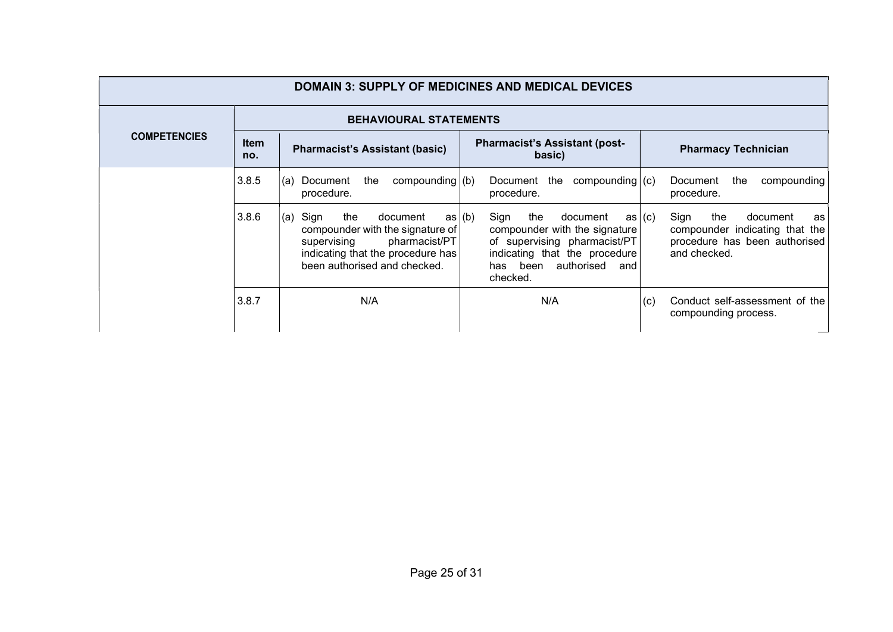| DOMAIN 3: SUPPLY OF MEDICINES AND MEDICAL DEVICES | | | | |
|---|---|---|---|---|
| **COMPETENCIES** | **BEHAVIOURAL STATEMENTS** | | | |
| | **Item no.** | **Pharmacist's Assistant (basic)** | **Pharmacist's Assistant (post-basic)** | **Pharmacy Technician** |
| | 3.8.5 | (a) Document the compounding procedure. | (b) Document the compounding procedure. | (c) Document the compounding procedure. |
| | 3.8.6 | (a) Sign the document as compounder with the signature of supervising pharmacist/PT indicating that the procedure has been authorised and checked. | (b) Sign the document as compounder with the signature of supervising pharmacist/PT indicating that the procedure has been authorised and checked. | (c) Sign the document as compounder indicating that the procedure has been authorised and checked. |
| | 3.8.7 | N/A | N/A | (c) Conduct self-assessment of the compounding process. |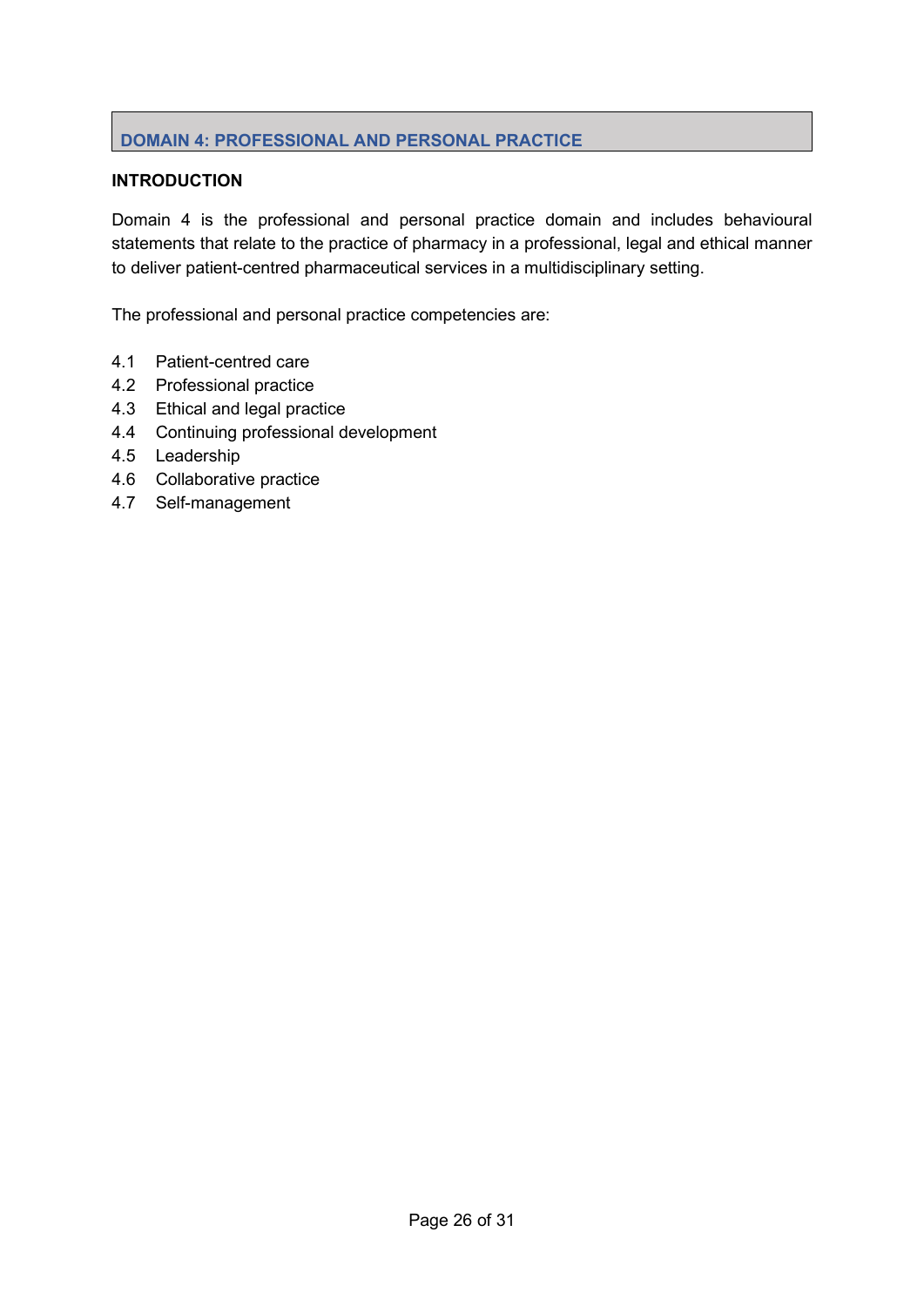## DOMAIN 4: PROFESSIONAL AND PERSONAL PRACTICE

### INTRODUCTION

Domain 4 is the professional and personal practice domain and includes behavioural statements that relate to the practice of pharmacy in a professional, legal and ethical manner to deliver patient-centred pharmaceutical services in a multidisciplinary setting.

The professional and personal practice competencies are:

- 4.1 Patient-centred care
- 4.2 Professional practice
- 4.3 Ethical and legal practice
- 4.4 Continuing professional development
- 4.5 Leadership
- 4.6 Collaborative practice
- 4.7 Self-management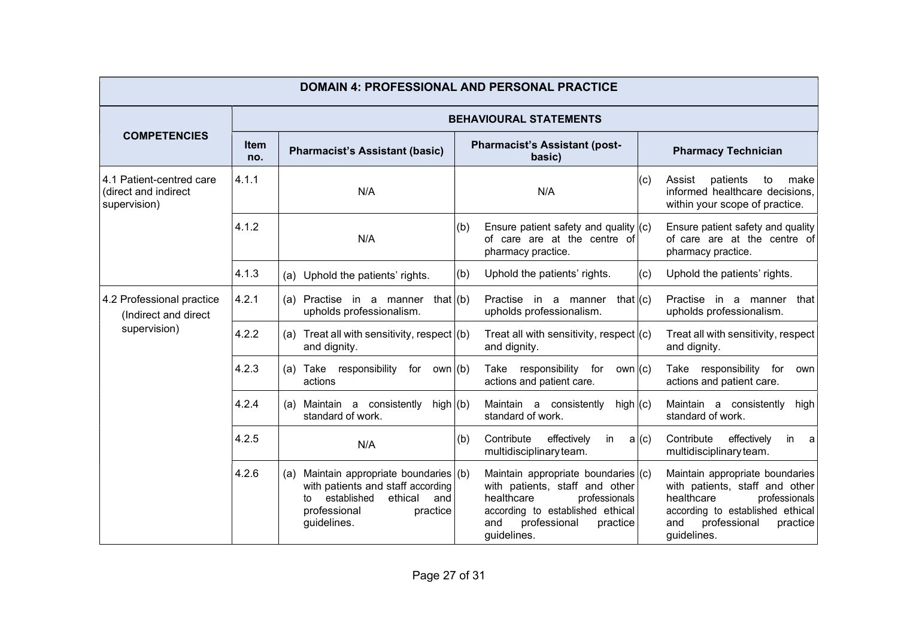| DOMAIN 4: PROFESSIONAL AND PERSONAL PRACTICE | | | | |
|---|---|---|---|---|
| **COMPETENCIES** | **BEHAVIOURAL STATEMENTS** | | | |
| | **Item no.** | **Pharmacist's Assistant (basic)** | **Pharmacist's Assistant (post-basic)** | **Pharmacy Technician** |
| 4.1 Patient-centred care (direct and indirect supervision) | 4.1.1 | N/A | N/A | (c) Assist patients to make informed healthcare decisions, within your scope of practice. |
| | 4.1.2 | N/A | (b) Ensure patient safety and quality of care are at the centre of pharmacy practice. | (c) Ensure patient safety and quality of care are at the centre of pharmacy practice. |
| | 4.1.3 | (a) Uphold the patients' rights. | (b) Uphold the patients' rights. | (c) Uphold the patients' rights. |
| 4.2 Professional practice (Indirect and direct supervision) | 4.2.1 | (a) Practise in a manner that upholds professionalism. | (b) Practise in a manner that upholds professionalism. | (c) Practise in a manner that upholds professionalism. |
| | 4.2.2 | (a) Treat all with sensitivity, respect and dignity. | (b) Treat all with sensitivity, respect and dignity. | (c) Treat all with sensitivity, respect and dignity. |
| | 4.2.3 | (a) Take responsibility for own actions | (b) Take responsibility for own actions and patient care. | (c) Take responsibility for own actions and patient care. |
| | 4.2.4 | (a) Maintain a consistently high standard of work. | (b) Maintain a consistently high standard of work. | (c) Maintain a consistently high standard of work. |
| | 4.2.5 | N/A | (b) Contribute effectively in a multidisciplinary team. | (c) Contribute effectively in a multidisciplinary team. |
| | 4.2.6 | (a) Maintain appropriate boundaries with patients and staff according to established ethical and professional practice guidelines. | (b) Maintain appropriate boundaries with patients, staff and other healthcare professionals according to established ethical and professional practice guidelines. | (c) Maintain appropriate boundaries with patients, staff and other healthcare professionals according to established ethical and professional practice guidelines. |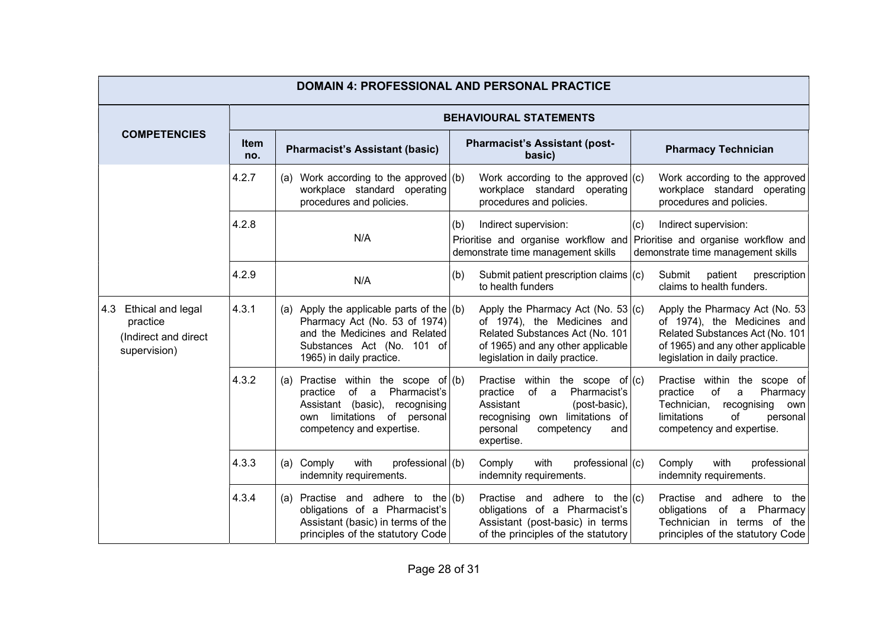| DOMAIN 4: PROFESSIONAL AND PERSONAL PRACTICE | | | | |
|---|---|---|---|---|
| **COMPETENCIES** | **BEHAVIOURAL STATEMENTS** | | | |
| | **Item no.** | **Pharmacist's Assistant (basic)** | **Pharmacist's Assistant (post-basic)** | **Pharmacy Technician** |
| | 4.2.7 | (a) Work according to the approved workplace standard operating procedures and policies. | (b) Work according to the approved workplace standard operating procedures and policies. | (c) Work according to the approved workplace standard operating procedures and policies. |
| | 4.2.8 | N/A | (b) Indirect supervision: Prioritise and organise workflow and demonstrate time management skills | (c) Indirect supervision: Prioritise and organise workflow and demonstrate time management skills |
| | 4.2.9 | N/A | (b) Submit patient prescription claims to health funders | (c) Submit patient prescription claims to health funders. |
| 4.3 Ethical and legal practice (Indirect and direct supervision) | 4.3.1 | (a) Apply the applicable parts of the Pharmacy Act (No. 53 of 1974) and the Medicines and Related Substances Act (No. 101 of 1965) in daily practice. | (b) Apply the Pharmacy Act (No. 53 of 1974), the Medicines and Related Substances Act (No. 101 of 1965) and any other applicable legislation in daily practice. | (c) Apply the Pharmacy Act (No. 53 of 1974), the Medicines and Related Substances Act (No. 101 of 1965) and any other applicable legislation in daily practice. |
| | 4.3.2 | (a) Practise within the scope of practice of a Pharmacist's Assistant (basic), recognising own limitations of personal competency and expertise. | (b) Practise within the scope of practice of a Pharmacist's Assistant (post-basic), recognising own limitations of personal competency and expertise. | (c) Practise within the scope of practice of a Pharmacy Technician, recognising own limitations of personal competency and expertise. |
| | 4.3.3 | (a) Comply with professional indemnity requirements. | (b) Comply with professional indemnity requirements. | (c) Comply with professional indemnity requirements. |
| | 4.3.4 | (a) Practise and adhere to the obligations of a Pharmacist's Assistant (basic) in terms of the principles of the statutory Code | (b) Practise and adhere to the obligations of a Pharmacist's Assistant (post-basic) in terms of the principles of the statutory | (c) Practise and adhere to the obligations of a Pharmacy Technician in terms of the principles of the statutory Code |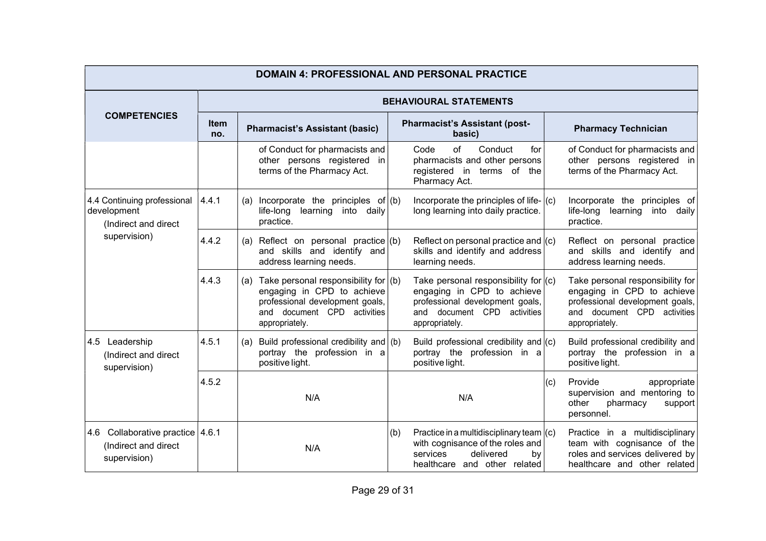| DOMAIN 4: PROFESSIONAL AND PERSONAL PRACTICE | | | | |
|---|---|---|---|---|
| **COMPETENCIES** | **BEHAVIOURAL STATEMENTS** | | | |
| | **Item no.** | **Pharmacist's Assistant (basic)** | **Pharmacist's Assistant (post-basic)** | **Pharmacy Technician** |
| | | of Conduct for pharmacists and other persons registered in terms of the Pharmacy Act. | Code of Conduct for pharmacists and other persons registered in terms of the Pharmacy Act. | of Conduct for pharmacists and other persons registered in terms of the Pharmacy Act. |
| 4.4 Continuing professional development (Indirect and direct supervision) | 4.4.1 | (a) Incorporate the principles of life-long learning into daily practice. | (b) Incorporate the principles of life-long learning into daily practice. | (c) Incorporate the principles of life-long learning into daily practice. |
| | 4.4.2 | (a) Reflect on personal practice and skills and identify and address learning needs. | (b) Reflect on personal practice and skills and identify and address learning needs. | (c) Reflect on personal practice and skills and identify and address learning needs. |
| | 4.4.3 | (a) Take personal responsibility for engaging in CPD to achieve professional development goals, and document CPD activities appropriately. | (b) Take personal responsibility for engaging in CPD to achieve professional development goals, and document CPD activities appropriately. | (c) Take personal responsibility for engaging in CPD to achieve professional development goals, and document CPD activities appropriately. |
| 4.5 Leadership (Indirect and direct supervision) | 4.5.1 | (a) Build professional credibility and portray the profession in a positive light. | (b) Build professional credibility and portray the profession in a positive light. | (c) Build professional credibility and portray the profession in a positive light. |
| | 4.5.2 | N/A | N/A | (c) Provide appropriate supervision and mentoring to other pharmacy support personnel. |
| 4.6 Collaborative practice (Indirect and direct supervision) | 4.6.1 | N/A | (b) Practice in a multidisciplinary team with cognisance of the roles and services delivered by healthcare and other related | (c) Practice in a multidisciplinary team with cognisance of the roles and services delivered by healthcare and other related |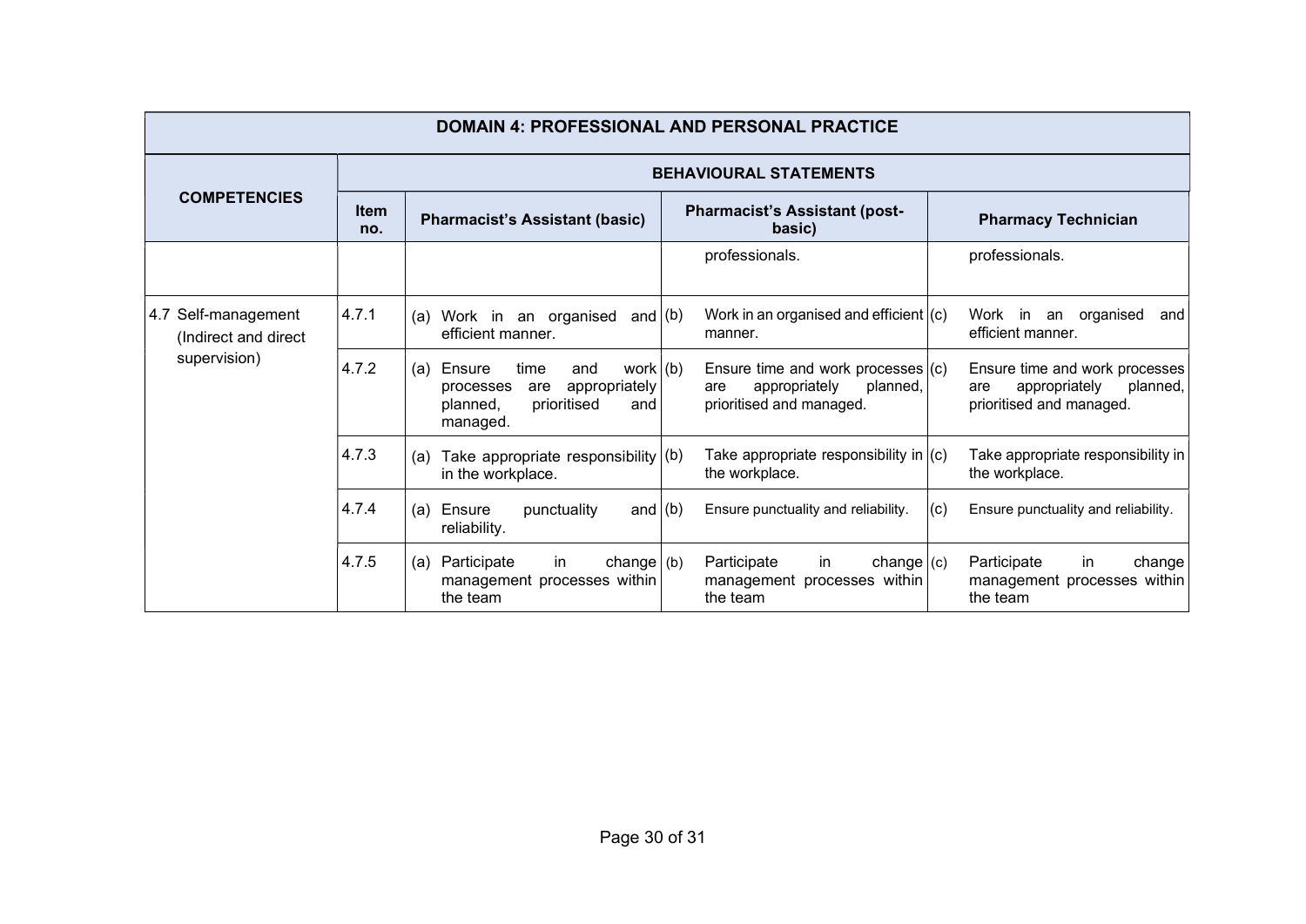| DOMAIN 4: PROFESSIONAL AND PERSONAL PRACTICE | | | | |
|---|---|---|---|---|
| **COMPETENCIES** | **BEHAVIOURAL STATEMENTS** | | | |
| | **Item no.** | **Pharmacist's Assistant (basic)** | **Pharmacist's Assistant (post-basic)** | **Pharmacy Technician** |
| | | | professionals. | professionals. |
| 4.7 Self-management (Indirect and direct supervision) | 4.7.1 | (a) Work in an organised and efficient manner. | (b) Work in an organised and efficient manner. | (c) Work in an organised and efficient manner. |
| | 4.7.2 | (a) Ensure time and work processes are appropriately planned, prioritised and managed. | (b) Ensure time and work processes are appropriately planned, prioritised and managed. | (c) Ensure time and work processes are appropriately planned, prioritised and managed. |
| | 4.7.3 | (a) Take appropriate responsibility in the workplace. | (b) Take appropriate responsibility in the workplace. | (c) Take appropriate responsibility in the workplace. |
| | 4.7.4 | (a) Ensure punctuality and reliability. | (b) Ensure punctuality and reliability. | (c) Ensure punctuality and reliability. |
| | 4.7.5 | (a) Participate in change management processes within the team | (b) Participate in change management processes within the team | (c) Participate in change management processes within the team |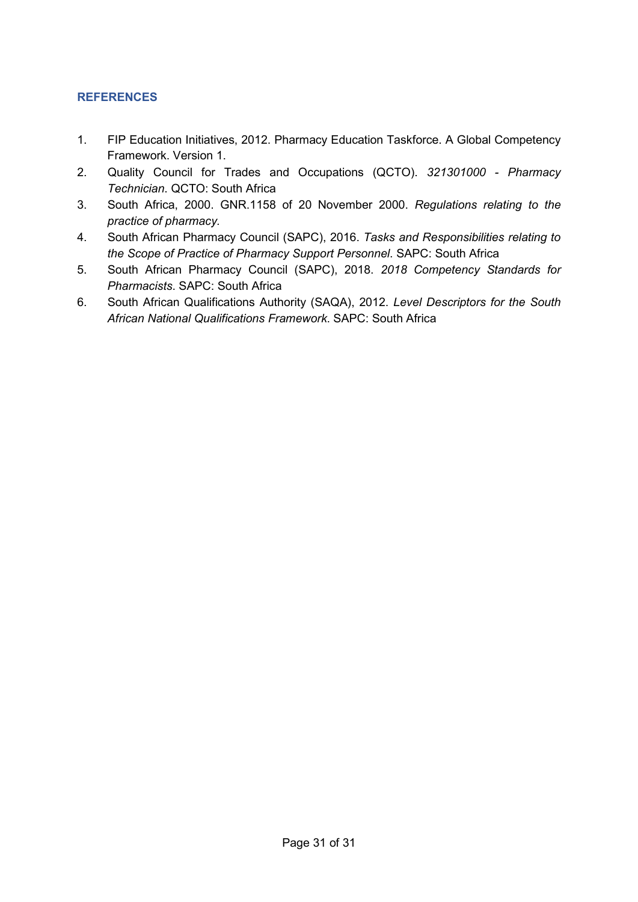## REFERENCES

1. FIP Education Initiatives, 2012. Pharmacy Education Taskforce. A Global Competency Framework. Version 1.
2. Quality Council for Trades and Occupations (QCTO). *321301000 - Pharmacy Technician*. QCTO: South Africa
3. South Africa, 2000. GNR.1158 of 20 November 2000. *Regulations relating to the practice of pharmacy*.
4. South African Pharmacy Council (SAPC), 2016. *Tasks and Responsibilities relating to the Scope of Practice of Pharmacy Support Personnel*. SAPC: South Africa
5. South African Pharmacy Council (SAPC), 2018. *2018 Competency Standards for Pharmacists*. SAPC: South Africa
6. South African Qualifications Authority (SAQA), 2012. *Level Descriptors for the South African National Qualifications Framework*. SAPC: South Africa